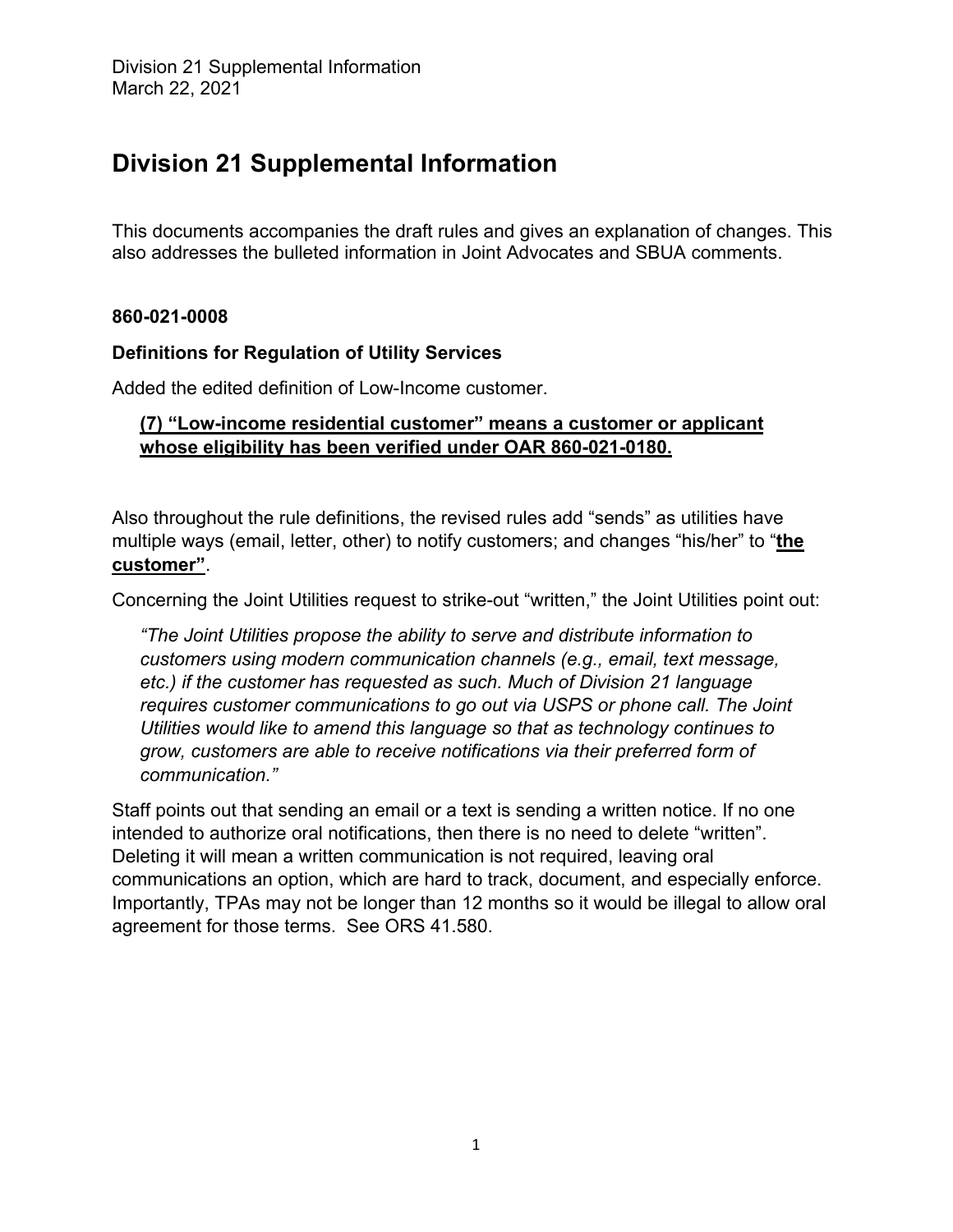# Division 21 Supplemental Information

This documents accompanies the draft rules and gives an explanation of changes. This also addresses the bulleted information in Joint Advocates and SBUA comments.

**860-021-0008**

**Definitions for Regulation of Utility Services**

Added the edited definition of Low-Income customer.

> **(7) "Low-income residential customer" means a customer or applicant whose eligibility has been verified under OAR 860-021-0180.**

Also throughout the rule definitions, the revised rules add "sends" as utilities have multiple ways (email, letter, other) to notify customers; and changes "his/her" to "**the customer"**.

Concerning the Joint Utilities request to strike-out "written," the Joint Utilities point out:

> *"The Joint Utilities propose the ability to serve and distribute information to customers using modern communication channels (e.g., email, text message, etc.) if the customer has requested as such. Much of Division 21 language requires customer communications to go out via USPS or phone call. The Joint Utilities would like to amend this language so that as technology continues to grow, customers are able to receive notifications via their preferred form of communication."*

Staff points out that sending an email or a text is sending a written notice. If no one intended to authorize oral notifications, then there is no need to delete "written". Deleting it will mean a written communication is not required, leaving oral communications an option, which are hard to track, document, and especially enforce. Importantly, TPAs may not be longer than 12 months so it would be illegal to allow oral agreement for those terms. See ORS 41.580.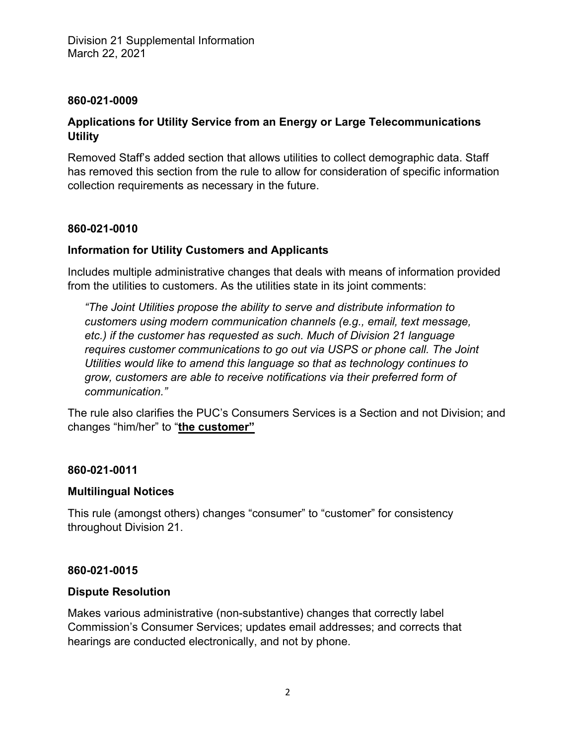**860-021-0009**

**Applications for Utility Service from an Energy or Large Telecommunications Utility**

Removed Staff's added section that allows utilities to collect demographic data. Staff has removed this section from the rule to allow for consideration of specific information collection requirements as necessary in the future.

**860-021-0010**

**Information for Utility Customers and Applicants**

Includes multiple administrative changes that deals with means of information provided from the utilities to customers. As the utilities state in its joint comments:

> *"The Joint Utilities propose the ability to serve and distribute information to customers using modern communication channels (e.g., email, text message, etc.) if the customer has requested as such. Much of Division 21 language requires customer communications to go out via USPS or phone call. The Joint Utilities would like to amend this language so that as technology continues to grow, customers are able to receive notifications via their preferred form of communication."*

The rule also clarifies the PUC's Consumers Services is a Section and not Division; and changes "him/her" to "**the customer"**

**860-021-0011**

**Multilingual Notices**

This rule (amongst others) changes "consumer" to "customer" for consistency throughout Division 21.

**860-021-0015**

**Dispute Resolution**

Makes various administrative (non-substantive) changes that correctly label Commission's Consumer Services; updates email addresses; and corrects that hearings are conducted electronically, and not by phone.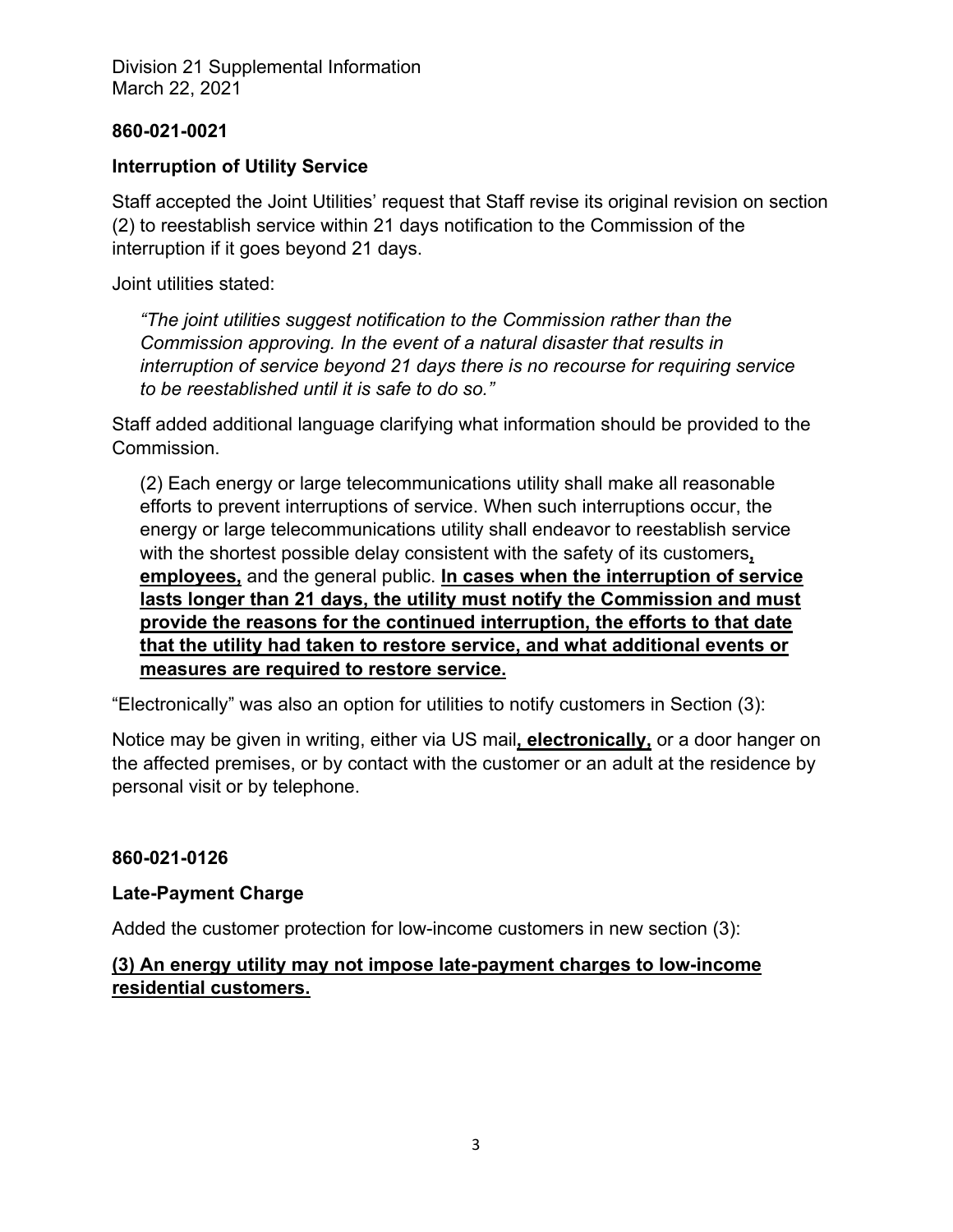**860-021-0021**

**Interruption of Utility Service**

Staff accepted the Joint Utilities' request that Staff revise its original revision on section (2) to reestablish service within 21 days notification to the Commission of the interruption if it goes beyond 21 days.

Joint utilities stated:

> *"The joint utilities suggest notification to the Commission rather than the Commission approving. In the event of a natural disaster that results in interruption of service beyond 21 days there is no recourse for requiring service to be reestablished until it is safe to do so."*

Staff added additional language clarifying what information should be provided to the Commission.

> (2) Each energy or large telecommunications utility shall make all reasonable efforts to prevent interruptions of service. When such interruptions occur, the energy or large telecommunications utility shall endeavor to reestablish service with the shortest possible delay consistent with the safety of its customers**<u>, employees,</u>** and the general public. **<u>In cases when the interruption of service lasts longer than 21 days, the utility must notify the Commission and must provide the reasons for the continued interruption, the efforts to that date that the utility had taken to restore service, and what additional events or measures are required to restore service.</u>**

"Electronically" was also an option for utilities to notify customers in Section (3):

Notice may be given in writing, either via US mail**<u>, electronically,</u>** or a door hanger on the affected premises, or by contact with the customer or an adult at the residence by personal visit or by telephone.

**860-021-0126**

**Late-Payment Charge**

Added the customer protection for low-income customers in new section (3):

**<u>(3) An energy utility may not impose late-payment charges to low-income residential customers.</u>**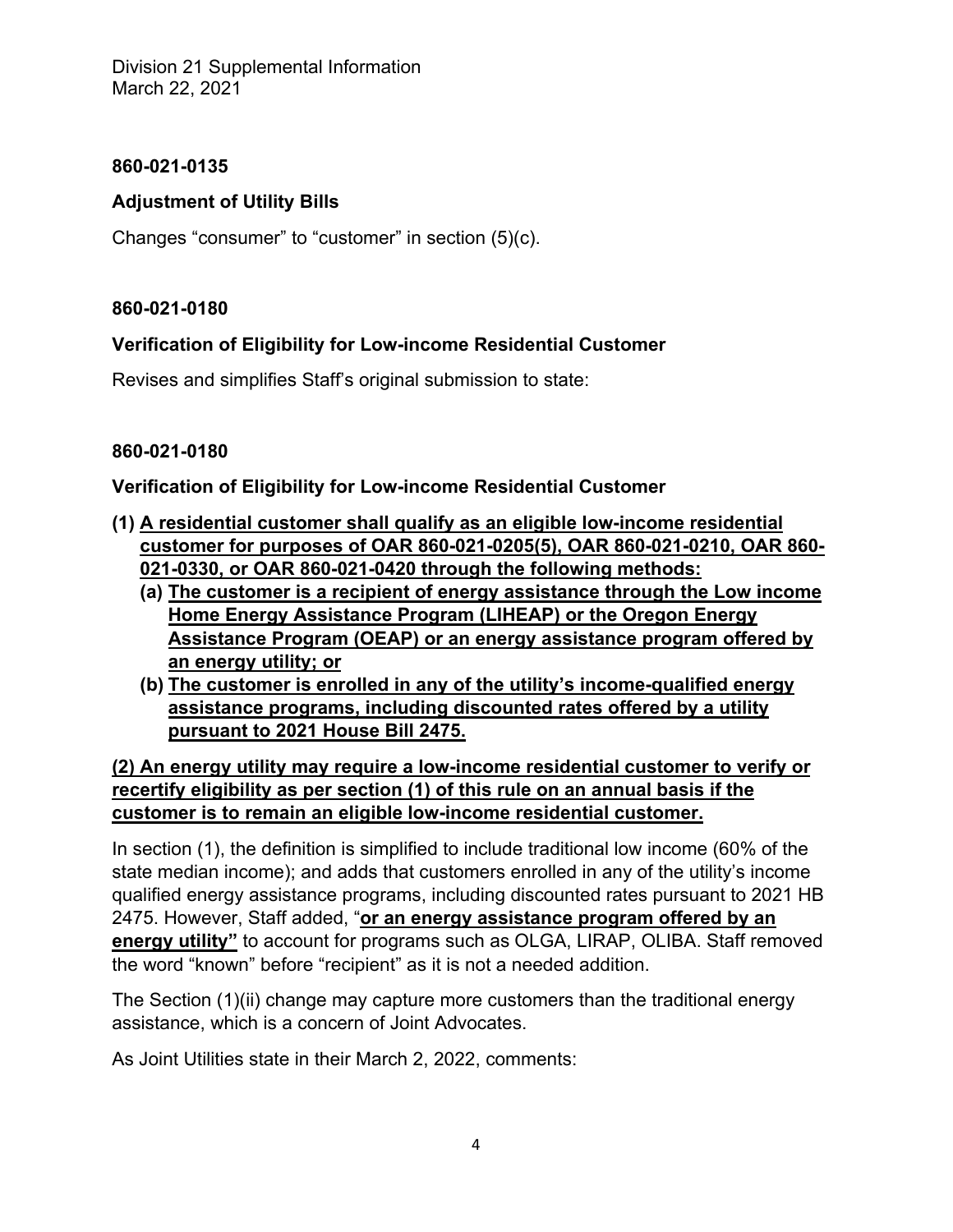Division 21 Supplemental Information
March 22, 2021

**860-021-0135**

**Adjustment of Utility Bills**

Changes "consumer" to "customer" in section (5)(c).

**860-021-0180**

**Verification of Eligibility for Low-income Residential Customer**

Revises and simplifies Staff's original submission to state:

**860-021-0180**

**Verification of Eligibility for Low-income Residential Customer**

**(1) <u>A residential customer shall qualify as an eligible low-income residential customer for purposes of OAR 860-021-0205(5), OAR 860-021-0210, OAR 860-021-0330, or OAR 860-021-0420 through the following methods:</u>**

- **(a) <u>The customer is a recipient of energy assistance through the Low income Home Energy Assistance Program (LIHEAP) or the Oregon Energy Assistance Program (OEAP) or an energy assistance program offered by an energy utility; or</u>**
- **(b) <u>The customer is enrolled in any of the utility's income-qualified energy assistance programs, including discounted rates offered by a utility pursuant to 2021 House Bill 2475.</u>**

**<u>(2) An energy utility may require a low-income residential customer to verify or recertify eligibility as per section (1) of this rule on an annual basis if the customer is to remain an eligible low-income residential customer.</u>**

In section (1), the definition is simplified to include traditional low income (60% of the state median income); and adds that customers enrolled in any of the utility's income qualified energy assistance programs, including discounted rates pursuant to 2021 HB 2475. However, Staff added, "**<u>or an energy assistance program offered by an energy utility"</u>** to account for programs such as OLGA, LIRAP, OLIBA. Staff removed the word "known" before "recipient" as it is not a needed addition.

The Section (1)(ii) change may capture more customers than the traditional energy assistance, which is a concern of Joint Advocates.

As Joint Utilities state in their March 2, 2022, comments: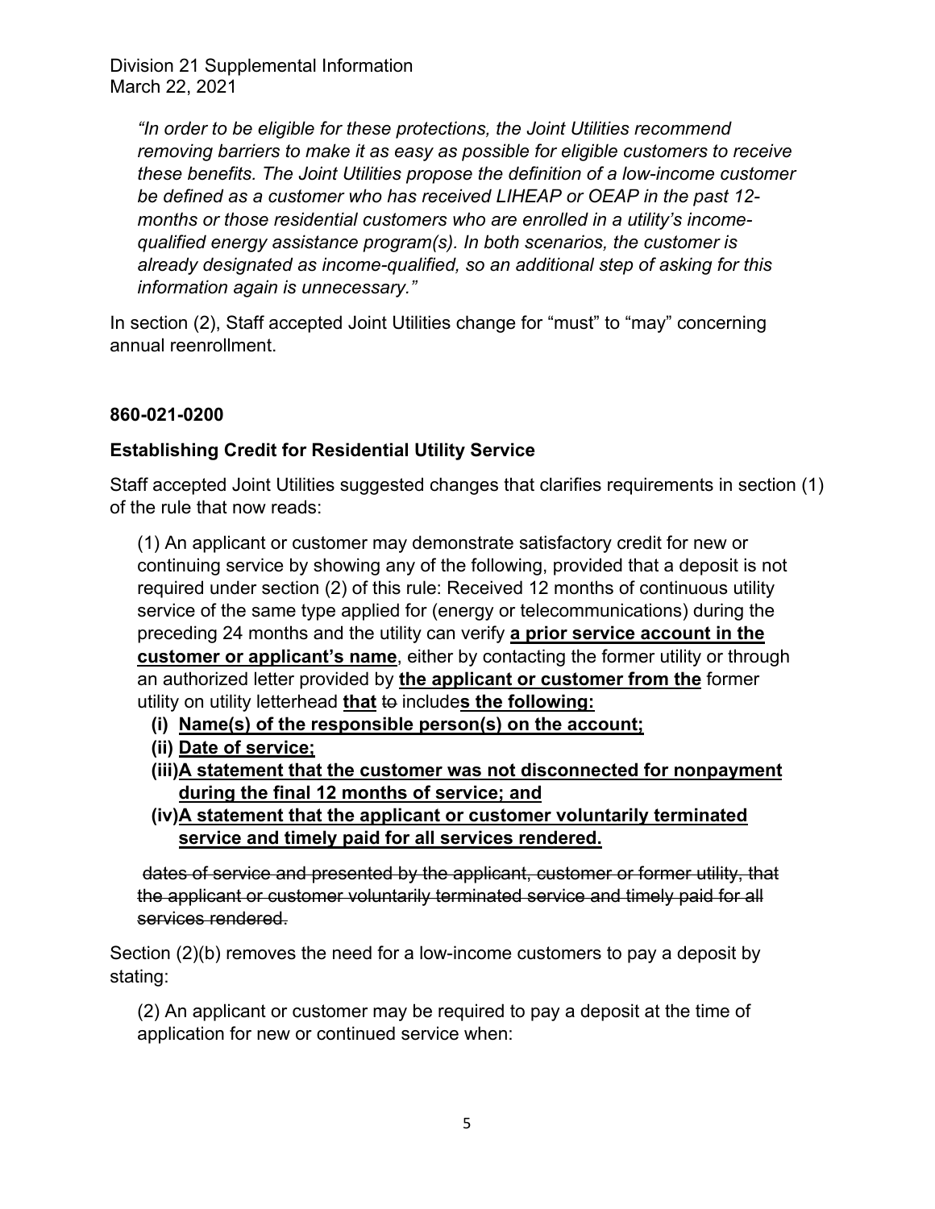*"In order to be eligible for these protections, the Joint Utilities recommend removing barriers to make it as easy as possible for eligible customers to receive these benefits. The Joint Utilities propose the definition of a low-income customer be defined as a customer who has received LIHEAP or OEAP in the past 12-months or those residential customers who are enrolled in a utility's income-qualified energy assistance program(s). In both scenarios, the customer is already designated as income-qualified, so an additional step of asking for this information again is unnecessary."*

In section (2), Staff accepted Joint Utilities change for "must" to "may" concerning annual reenrollment.

**860-021-0200**

**Establishing Credit for Residential Utility Service**

Staff accepted Joint Utilities suggested changes that clarifies requirements in section (1) of the rule that now reads:

> (1) An applicant or customer may demonstrate satisfactory credit for new or continuing service by showing any of the following, provided that a deposit is not required under section (2) of this rule: Received 12 months of continuous utility service of the same type applied for (energy or telecommunications) during the preceding 24 months and the utility can verify **<u>a prior service account in the customer or applicant's name</u>**, either by contacting the former utility or through an authorized letter provided by **<u>the applicant or customer from the</u>** former utility on utility letterhead **<u>that</u>** ~~to~~ include**<u>s the following:</u>**
>
> **(i) <u>Name(s) of the responsible person(s) on the account;</u>**
>
> **(ii) <u>Date of service;</u>**
>
> **(iii)<u>A statement that the customer was not disconnected for nonpayment during the final 12 months of service; and</u>**
>
> **(iv)<u>A statement that the applicant or customer voluntarily terminated service and timely paid for all services rendered.</u>**
>
> ~~dates of service and presented by the applicant, customer or former utility, that the applicant or customer voluntarily terminated service and timely paid for all services rendered.~~

Section (2)(b) removes the need for a low-income customers to pay a deposit by stating:

> (2) An applicant or customer may be required to pay a deposit at the time of application for new or continued service when: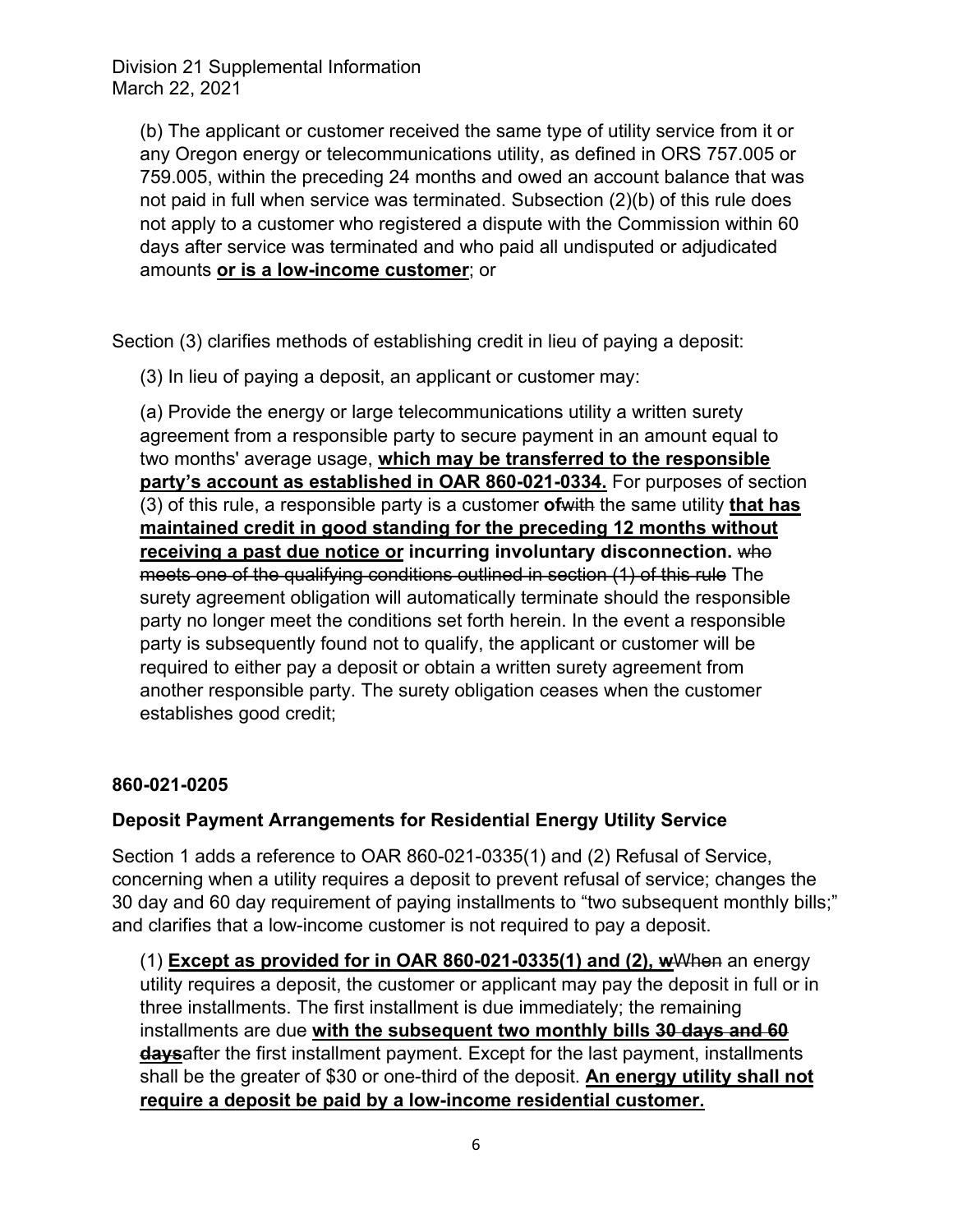(b) The applicant or customer received the same type of utility service from it or any Oregon energy or telecommunications utility, as defined in ORS 757.005 or 759.005, within the preceding 24 months and owed an account balance that was not paid in full when service was terminated. Subsection (2)(b) of this rule does not apply to a customer who registered a dispute with the Commission within 60 days after service was terminated and who paid all undisputed or adjudicated amounts **or is a low-income customer**; or

Section (3) clarifies methods of establishing credit in lieu of paying a deposit:

(3) In lieu of paying a deposit, an applicant or customer may:

(a) Provide the energy or large telecommunications utility a written surety agreement from a responsible party to secure payment in an amount equal to two months' average usage, **which may be transferred to the responsible party's account as established in OAR 860-021-0334.** For purposes of section (3) of this rule, a responsible party is a customer **of**~~with~~ the same utility **that has maintained credit in good standing for the preceding 12 months without receiving a past due notice or incurring involuntary disconnection.** ~~who meets one of the qualifying conditions outlined in section (1) of this rule~~ The surety agreement obligation will automatically terminate should the responsible party no longer meet the conditions set forth herein. In the event a responsible party is subsequently found not to qualify, the applicant or customer will be required to either pay a deposit or obtain a written surety agreement from another responsible party. The surety obligation ceases when the customer establishes good credit;

**860-021-0205**

**Deposit Payment Arrangements for Residential Energy Utility Service**

Section 1 adds a reference to OAR 860-021-0335(1) and (2) Refusal of Service, concerning when a utility requires a deposit to prevent refusal of service; changes the 30 day and 60 day requirement of paying installments to "two subsequent monthly bills;" and clarifies that a low-income customer is not required to pay a deposit.

(1) **Except as provided for in OAR 860-021-0335(1) and (2), w**~~When~~ an energy utility requires a deposit, the customer or applicant may pay the deposit in full or in three installments. The first installment is due immediately; the remaining installments are due **with the subsequent two monthly bills** ~~30 days and 60 days~~after the first installment payment. Except for the last payment, installments shall be the greater of $30 or one-third of the deposit. **An energy utility shall not require a deposit be paid by a low-income residential customer.**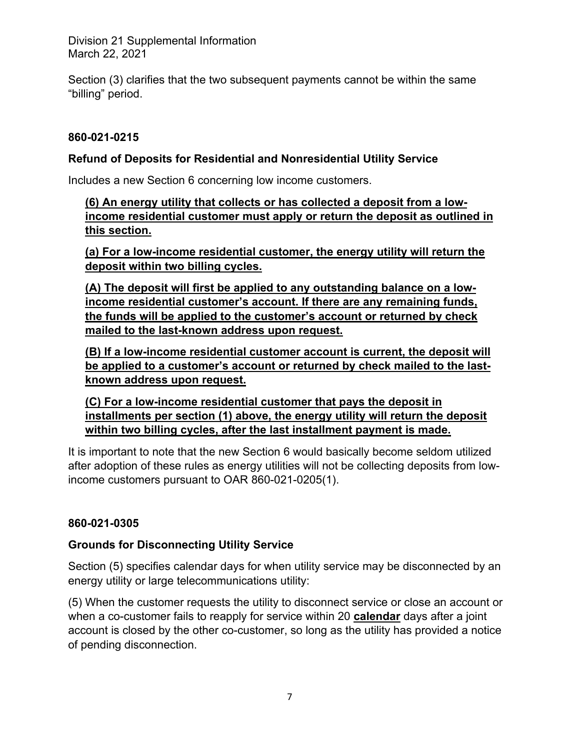Section (3) clarifies that the two subsequent payments cannot be within the same “billing” period.

**860-021-0215**

**Refund of Deposits for Residential and Nonresidential Utility Service**

Includes a new Section 6 concerning low income customers.

> **<u>(6) An energy utility that collects or has collected a deposit from a low-income residential customer must apply or return the deposit as outlined in this section.</u>**
>
> **<u>(a) For a low-income residential customer, the energy utility will return the deposit within two billing cycles.</u>**
>
> **<u>(A) The deposit will first be applied to any outstanding balance on a low-income residential customer’s account. If there are any remaining funds, the funds will be applied to the customer’s account or returned by check mailed to the last-known address upon request.</u>**
>
> **<u>(B) If a low-income residential customer account is current, the deposit will be applied to a customer’s account or returned by check mailed to the last-known address upon request.</u>**
>
> **<u>(C) For a low-income residential customer that pays the deposit in installments per section (1) above, the energy utility will return the deposit within two billing cycles, after the last installment payment is made.</u>**

It is important to note that the new Section 6 would basically become seldom utilized after adoption of these rules as energy utilities will not be collecting deposits from low-income customers pursuant to OAR 860-021-0205(1).

**860-021-0305**

**Grounds for Disconnecting Utility Service**

Section (5) specifies calendar days for when utility service may be disconnected by an energy utility or large telecommunications utility:

(5) When the customer requests the utility to disconnect service or close an account or when a co-customer fails to reapply for service within 20 **<u>calendar</u>** days after a joint account is closed by the other co-customer, so long as the utility has provided a notice of pending disconnection.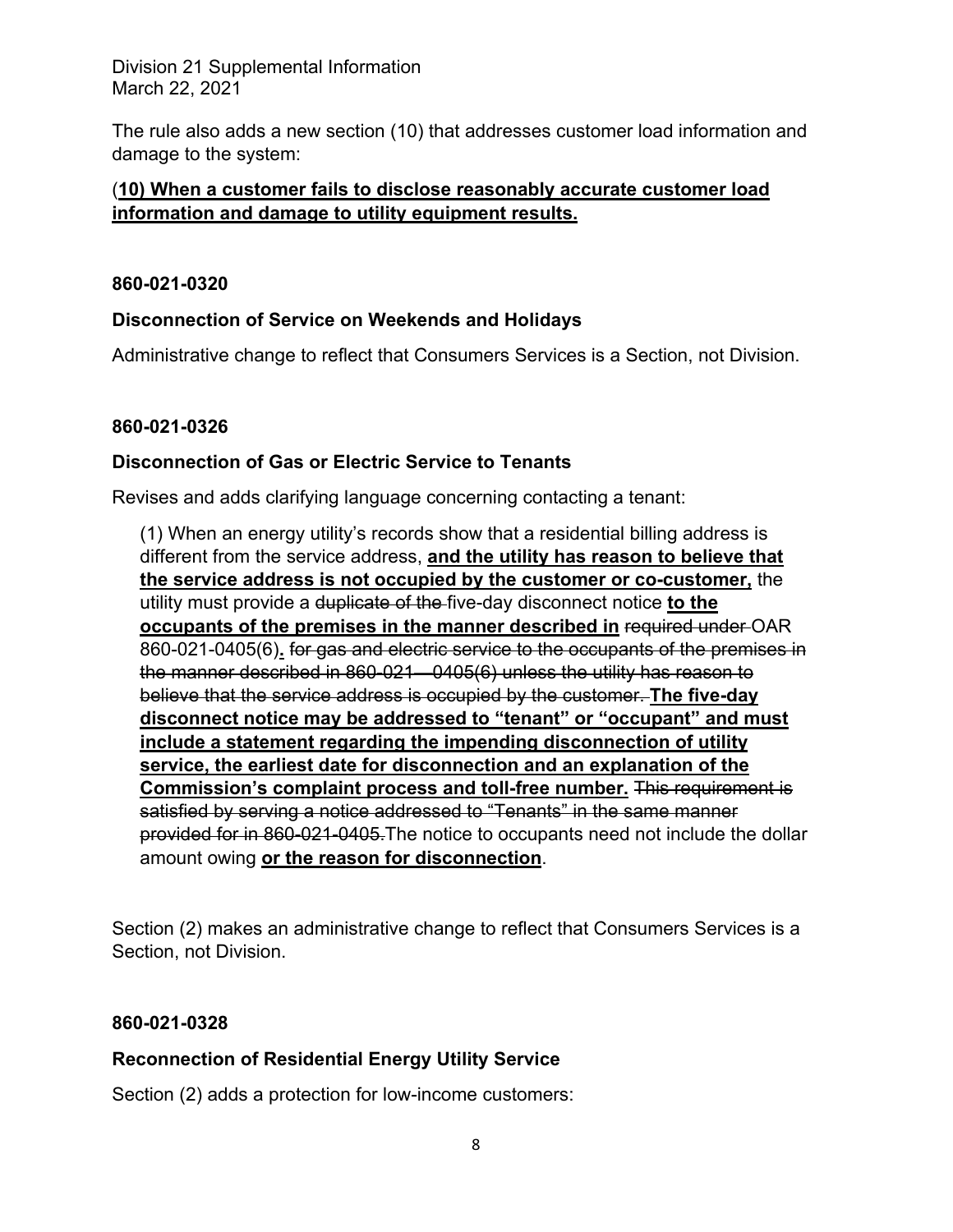The rule also adds a new section (10) that addresses customer load information and damage to the system:

(**10) When a customer fails to disclose reasonably accurate customer load information and damage to utility equipment results.**

**860-021-0320**

**Disconnection of Service on Weekends and Holidays**

Administrative change to reflect that Consumers Services is a Section, not Division.

**860-021-0326**

**Disconnection of Gas or Electric Service to Tenants**

Revises and adds clarifying language concerning contacting a tenant:

> (1) When an energy utility's records show that a residential billing address is different from the service address, **and the utility has reason to believe that the service address is not occupied by the customer or co-customer,** the utility must provide a ~~duplicate of the~~ five-day disconnect notice **to the occupants of the premises in the manner described in** ~~required under~~ OAR 860-021-0405(6)**.** ~~for gas and electric service to the occupants of the premises in the manner described in 860-021—0405(6) unless the utility has reason to believe that the service address is occupied by the customer.~~ **The five-day disconnect notice may be addressed to "tenant" or "occupant" and must include a statement regarding the impending disconnection of utility service, the earliest date for disconnection and an explanation of the Commission's complaint process and toll-free number.** ~~This requirement is satisfied by serving a notice addressed to "Tenants" in the same manner provided for in 860-021-0405.~~The notice to occupants need not include the dollar amount owing **or the reason for disconnection**.

Section (2) makes an administrative change to reflect that Consumers Services is a Section, not Division.

**860-021-0328**

**Reconnection of Residential Energy Utility Service**

Section (2) adds a protection for low-income customers: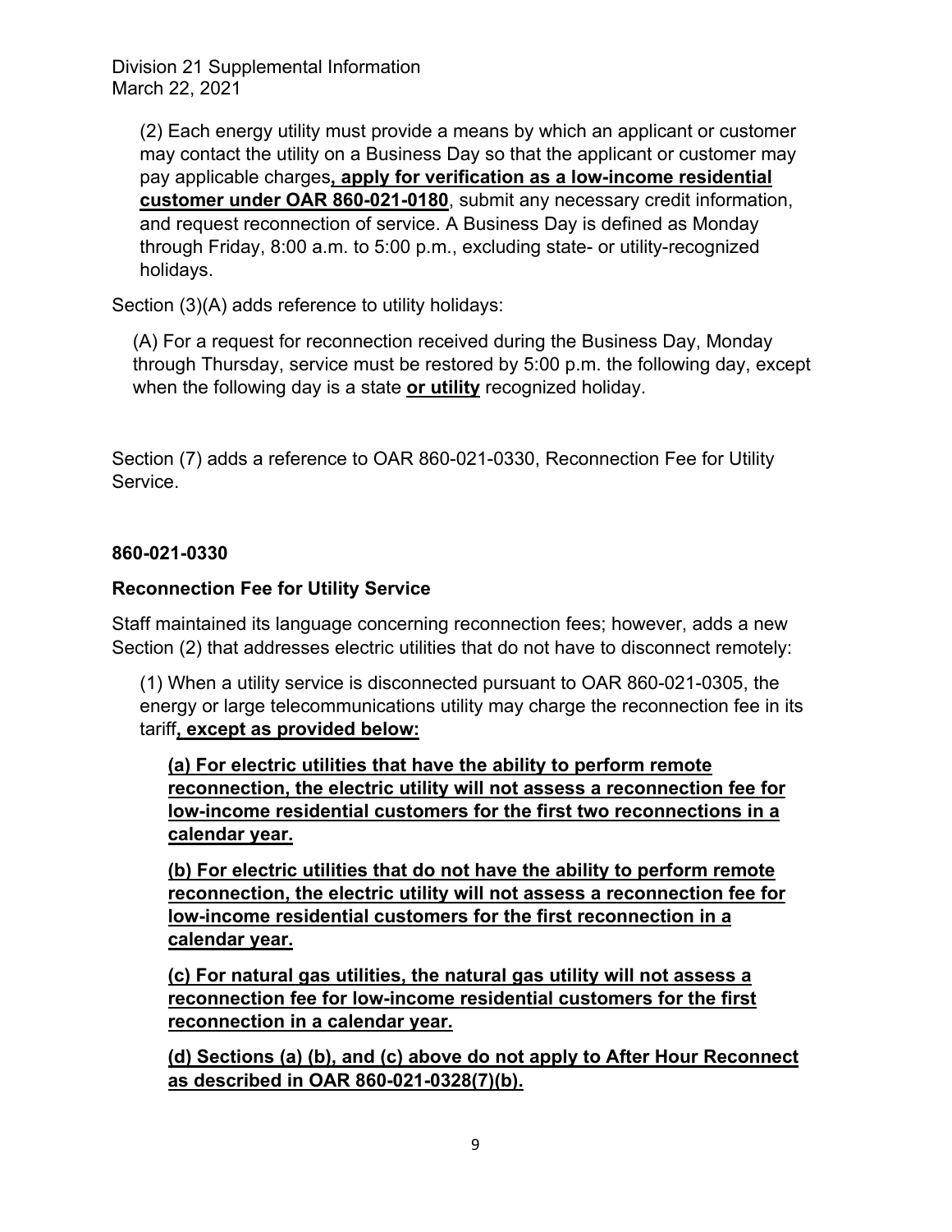(2) Each energy utility must provide a means by which an applicant or customer may contact the utility on a Business Day so that the applicant or customer may pay applicable charges**, apply for verification as a low-income residential customer under OAR 860-021-0180**, submit any necessary credit information, and request reconnection of service. A Business Day is defined as Monday through Friday, 8:00 a.m. to 5:00 p.m., excluding state- or utility-recognized holidays.

Section (3)(A) adds reference to utility holidays:

(A) For a request for reconnection received during the Business Day, Monday through Thursday, service must be restored by 5:00 p.m. the following day, except when the following day is a state **or utility** recognized holiday.

Section (7) adds a reference to OAR 860-021-0330, Reconnection Fee for Utility Service.

**860-021-0330**

**Reconnection Fee for Utility Service**

Staff maintained its language concerning reconnection fees; however, adds a new Section (2) that addresses electric utilities that do not have to disconnect remotely:

(1) When a utility service is disconnected pursuant to OAR 860-021-0305, the energy or large telecommunications utility may charge the reconnection fee in its tariff**, except as provided below:**

**(a) For electric utilities that have the ability to perform remote reconnection, the electric utility will not assess a reconnection fee for low-income residential customers for the first two reconnections in a calendar year.**

**(b) For electric utilities that do not have the ability to perform remote reconnection, the electric utility will not assess a reconnection fee for low-income residential customers for the first reconnection in a calendar year.**

**(c) For natural gas utilities, the natural gas utility will not assess a reconnection fee for low-income residential customers for the first reconnection in a calendar year.**

**(d) Sections (a) (b), and (c) above do not apply to After Hour Reconnect as described in OAR 860-021-0328(7)(b).**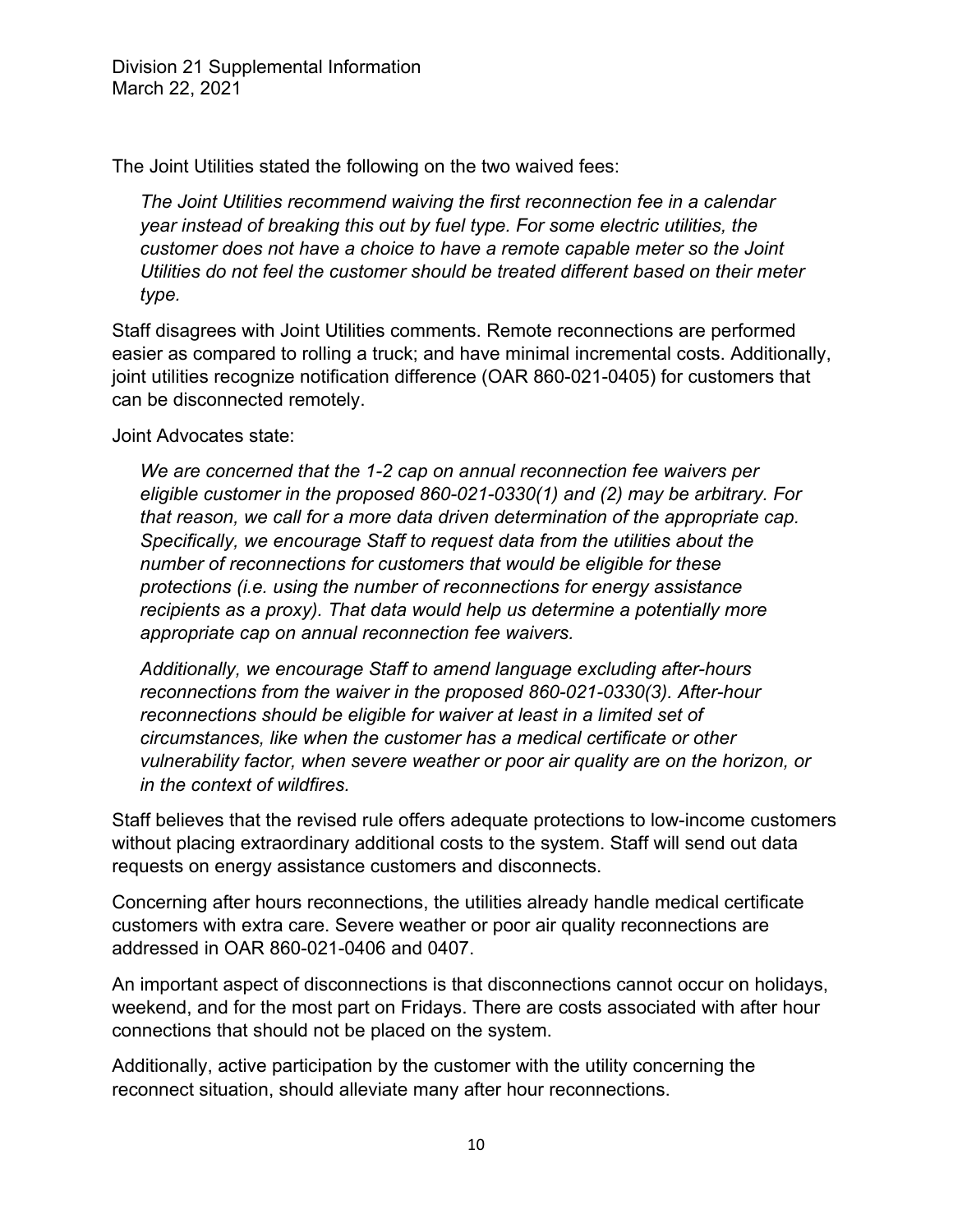The Joint Utilities stated the following on the two waived fees:

> *The Joint Utilities recommend waiving the first reconnection fee in a calendar year instead of breaking this out by fuel type. For some electric utilities, the customer does not have a choice to have a remote capable meter so the Joint Utilities do not feel the customer should be treated different based on their meter type.*

Staff disagrees with Joint Utilities comments. Remote reconnections are performed easier as compared to rolling a truck; and have minimal incremental costs. Additionally, joint utilities recognize notification difference (OAR 860-021-0405) for customers that can be disconnected remotely.

Joint Advocates state:

> *We are concerned that the 1-2 cap on annual reconnection fee waivers per eligible customer in the proposed 860-021-0330(1) and (2) may be arbitrary. For that reason, we call for a more data driven determination of the appropriate cap. Specifically, we encourage Staff to request data from the utilities about the number of reconnections for customers that would be eligible for these protections (i.e. using the number of reconnections for energy assistance recipients as a proxy). That data would help us determine a potentially more appropriate cap on annual reconnection fee waivers.*
>
> *Additionally, we encourage Staff to amend language excluding after-hours reconnections from the waiver in the proposed 860-021-0330(3). After-hour reconnections should be eligible for waiver at least in a limited set of circumstances, like when the customer has a medical certificate or other vulnerability factor, when severe weather or poor air quality are on the horizon, or in the context of wildfires.*

Staff believes that the revised rule offers adequate protections to low-income customers without placing extraordinary additional costs to the system. Staff will send out data requests on energy assistance customers and disconnects.

Concerning after hours reconnections, the utilities already handle medical certificate customers with extra care. Severe weather or poor air quality reconnections are addressed in OAR 860-021-0406 and 0407.

An important aspect of disconnections is that disconnections cannot occur on holidays, weekend, and for the most part on Fridays. There are costs associated with after hour connections that should not be placed on the system.

Additionally, active participation by the customer with the utility concerning the reconnect situation, should alleviate many after hour reconnections.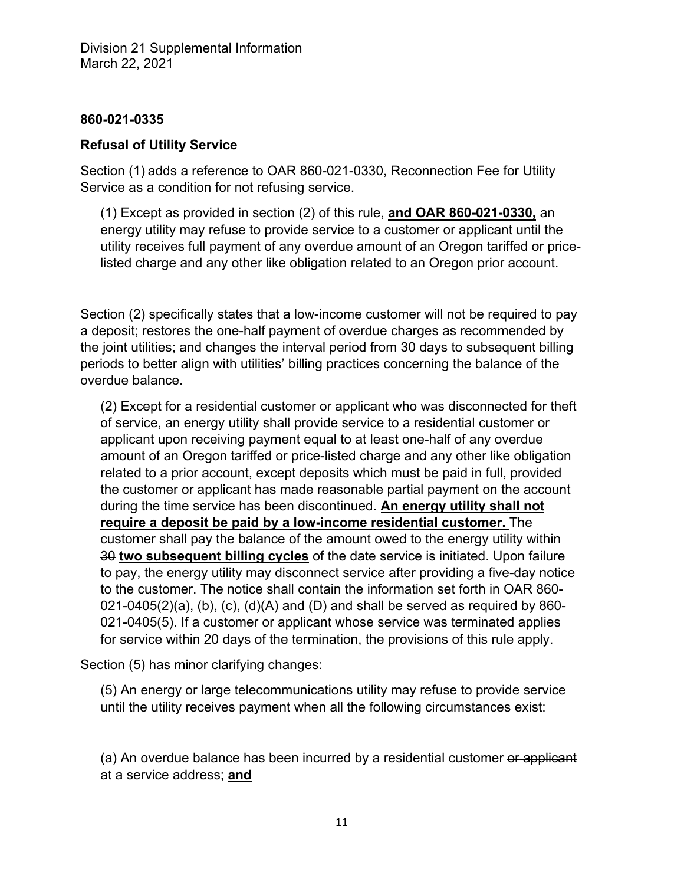**860-021-0335**

**Refusal of Utility Service**

Section (1) adds a reference to OAR 860-021-0330, Reconnection Fee for Utility Service as a condition for not refusing service.

> (1) Except as provided in section (2) of this rule, **and OAR 860-021-0330,** an energy utility may refuse to provide service to a customer or applicant until the utility receives full payment of any overdue amount of an Oregon tariffed or price-listed charge and any other like obligation related to an Oregon prior account.

Section (2) specifically states that a low-income customer will not be required to pay a deposit; restores the one-half payment of overdue charges as recommended by the joint utilities; and changes the interval period from 30 days to subsequent billing periods to better align with utilities' billing practices concerning the balance of the overdue balance.

> (2) Except for a residential customer or applicant who was disconnected for theft of service, an energy utility shall provide service to a residential customer or applicant upon receiving payment equal to at least one-half of any overdue amount of an Oregon tariffed or price-listed charge and any other like obligation related to a prior account, except deposits which must be paid in full, provided the customer or applicant has made reasonable partial payment on the account during the time service has been discontinued. **An energy utility shall not require a deposit be paid by a low-income residential customer.** The customer shall pay the balance of the amount owed to the energy utility within ~~30~~ **two subsequent billing cycles** of the date service is initiated. Upon failure to pay, the energy utility may disconnect service after providing a five-day notice to the customer. The notice shall contain the information set forth in OAR 860-021-0405(2)(a), (b), (c), (d)(A) and (D) and shall be served as required by 860-021-0405(5). If a customer or applicant whose service was terminated applies for service within 20 days of the termination, the provisions of this rule apply.

Section (5) has minor clarifying changes:

> (5) An energy or large telecommunications utility may refuse to provide service until the utility receives payment when all the following circumstances exist:
>
> (a) An overdue balance has been incurred by a residential customer ~~or applicant~~ at a service address; **and**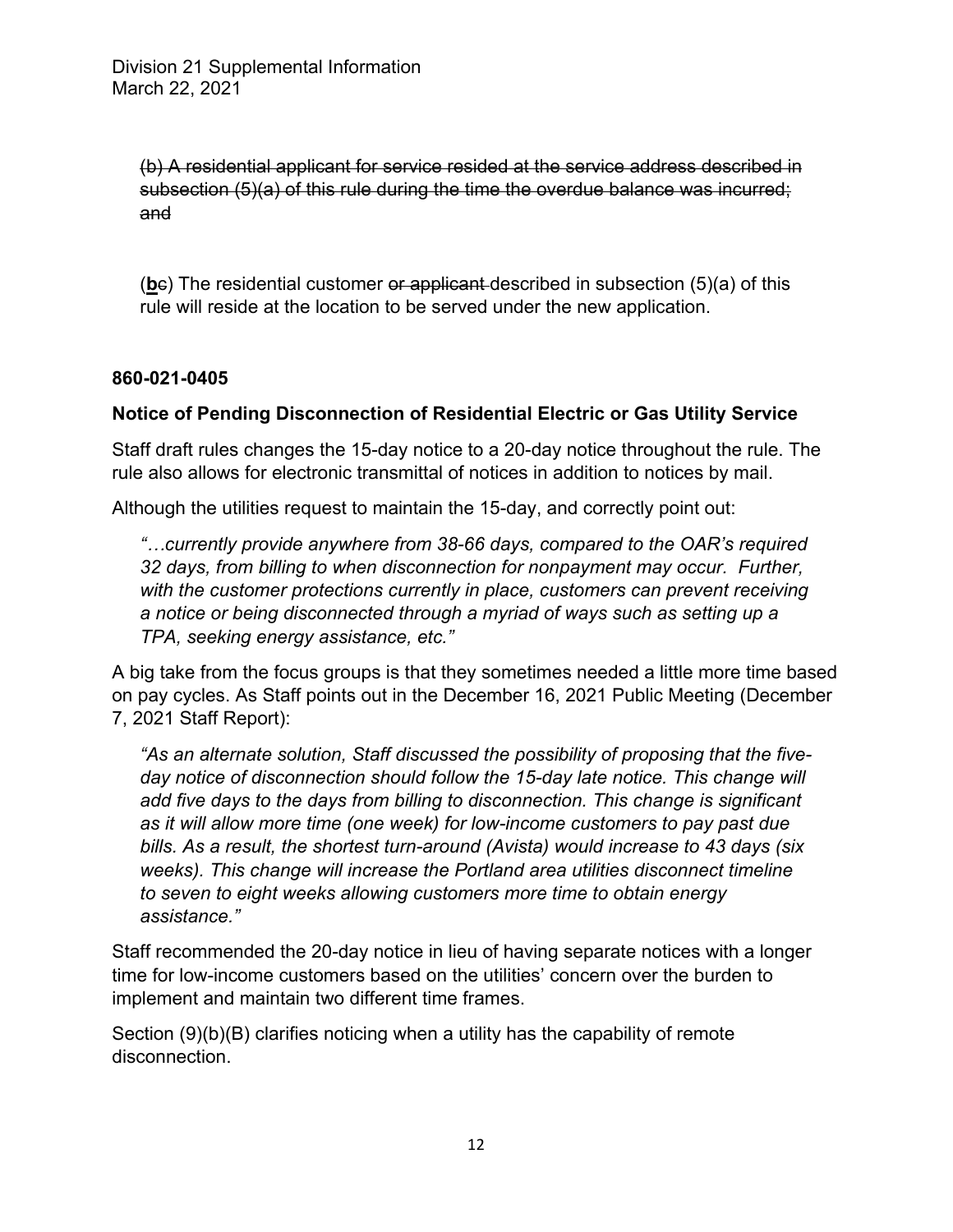~~(b) A residential applicant for service resided at the service address described in subsection (5)(a) of this rule during the time the overdue balance was incurred; and~~

(**<u>b</u>**~~c~~) The residential customer ~~or applicant~~ described in subsection (5)(a) of this rule will reside at the location to be served under the new application.

**860-021-0405**

**Notice of Pending Disconnection of Residential Electric or Gas Utility Service**

Staff draft rules changes the 15-day notice to a 20-day notice throughout the rule. The rule also allows for electronic transmittal of notices in addition to notices by mail.

Although the utilities request to maintain the 15-day, and correctly point out:

> *"…currently provide anywhere from 38-66 days, compared to the OAR's required 32 days, from billing to when disconnection for nonpayment may occur. Further, with the customer protections currently in place, customers can prevent receiving a notice or being disconnected through a myriad of ways such as setting up a TPA, seeking energy assistance, etc."*

A big take from the focus groups is that they sometimes needed a little more time based on pay cycles. As Staff points out in the December 16, 2021 Public Meeting (December 7, 2021 Staff Report):

> *"As an alternate solution, Staff discussed the possibility of proposing that the five-day notice of disconnection should follow the 15-day late notice. This change will add five days to the days from billing to disconnection. This change is significant as it will allow more time (one week) for low-income customers to pay past due bills. As a result, the shortest turn-around (Avista) would increase to 43 days (six weeks). This change will increase the Portland area utilities disconnect timeline to seven to eight weeks allowing customers more time to obtain energy assistance."*

Staff recommended the 20-day notice in lieu of having separate notices with a longer time for low-income customers based on the utilities' concern over the burden to implement and maintain two different time frames.

Section (9)(b)(B) clarifies noticing when a utility has the capability of remote disconnection.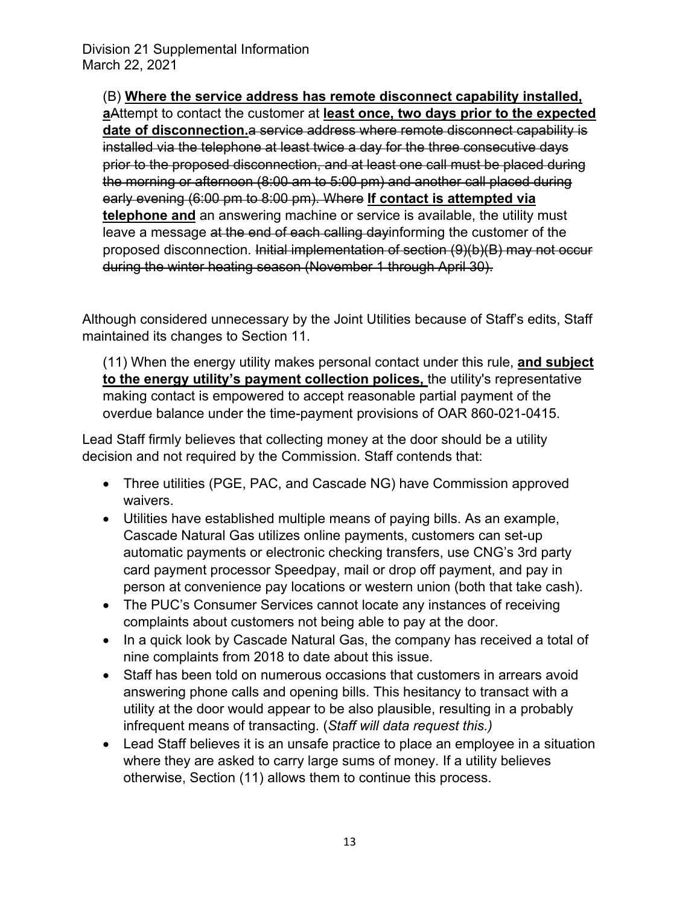(B) **Where the service address has remote disconnect capability installed, a**~~A~~ttempt to contact the customer at **least once, two days prior to the expected date of disconnection.**~~a service address where remote disconnect capability is installed via the telephone at least twice a day for the three consecutive days prior to the proposed disconnection, and at least one call must be placed during the morning or afternoon (8:00 am to 5:00 pm) and another call placed during early evening (6:00 pm to 8:00 pm). Where~~ **If contact is attempted via telephone and** an answering machine or service is available, the utility must leave a message ~~at the end of each calling day~~informing the customer of the proposed disconnection. ~~Initial implementation of section (9)(b)(B) may not occur during the winter heating season (November 1 through April 30).~~

Although considered unnecessary by the Joint Utilities because of Staff's edits, Staff maintained its changes to Section 11.

(11) When the energy utility makes personal contact under this rule, **and subject to the energy utility's payment collection polices,** the utility's representative making contact is empowered to accept reasonable partial payment of the overdue balance under the time-payment provisions of OAR 860-021-0415.

Lead Staff firmly believes that collecting money at the door should be a utility decision and not required by the Commission. Staff contends that:

- Three utilities (PGE, PAC, and Cascade NG) have Commission approved waivers.
- Utilities have established multiple means of paying bills. As an example, Cascade Natural Gas utilizes online payments, customers can set-up automatic payments or electronic checking transfers, use CNG's 3rd party card payment processor Speedpay, mail or drop off payment, and pay in person at convenience pay locations or western union (both that take cash).
- The PUC's Consumer Services cannot locate any instances of receiving complaints about customers not being able to pay at the door.
- In a quick look by Cascade Natural Gas, the company has received a total of nine complaints from 2018 to date about this issue.
- Staff has been told on numerous occasions that customers in arrears avoid answering phone calls and opening bills. This hesitancy to transact with a utility at the door would appear to be also plausible, resulting in a probably infrequent means of transacting. (*Staff will data request this.)*
- Lead Staff believes it is an unsafe practice to place an employee in a situation where they are asked to carry large sums of money. If a utility believes otherwise, Section (11) allows them to continue this process.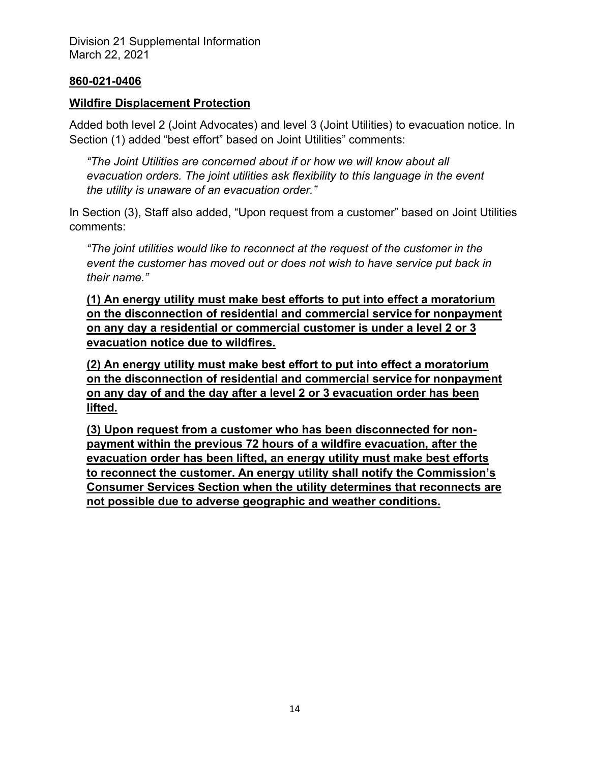**860-021-0406**

**Wildfire Displacement Protection**

Added both level 2 (Joint Advocates) and level 3 (Joint Utilities) to evacuation notice. In Section (1) added "best effort" based on Joint Utilities" comments:

*"The Joint Utilities are concerned about if or how we will know about all evacuation orders. The joint utilities ask flexibility to this language in the event the utility is unaware of an evacuation order."*

In Section (3), Staff also added, "Upon request from a customer" based on Joint Utilities comments:

*"The joint utilities would like to reconnect at the request of the customer in the event the customer has moved out or does not wish to have service put back in their name."*

**(1) An energy utility must make best efforts to put into effect a moratorium on the disconnection of residential and commercial service for nonpayment on any day a residential or commercial customer is under a level 2 or 3 evacuation notice due to wildfires.**

**(2) An energy utility must make best effort to put into effect a moratorium on the disconnection of residential and commercial service for nonpayment on any day of and the day after a level 2 or 3 evacuation order has been lifted.**

**(3) Upon request from a customer who has been disconnected for non-payment within the previous 72 hours of a wildfire evacuation, after the evacuation order has been lifted, an energy utility must make best efforts to reconnect the customer. An energy utility shall notify the Commission's Consumer Services Section when the utility determines that reconnects are not possible due to adverse geographic and weather conditions.**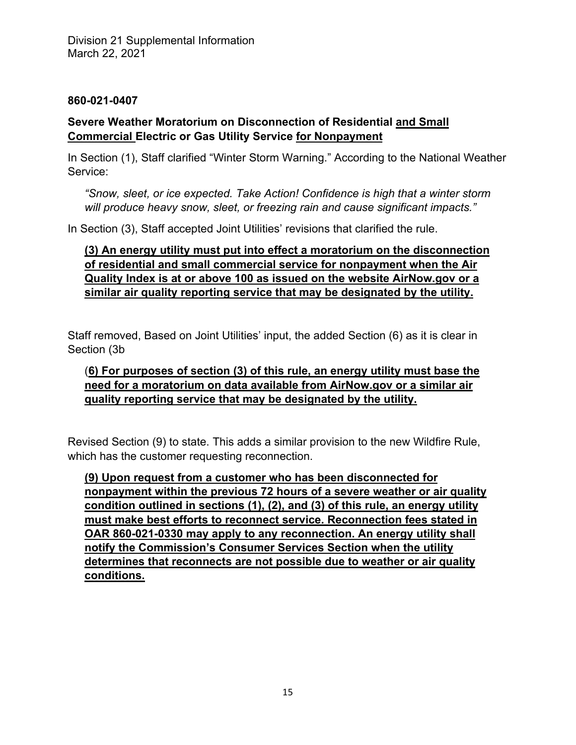## 860-021-0407

### Severe Weather Moratorium on Disconnection of Residential <u>and Small Commercial</u> Electric or Gas Utility Service <u>for Nonpayment</u>

In Section (1), Staff clarified "Winter Storm Warning." According to the National Weather Service:

> *"Snow, sleet, or ice expected. Take Action! Confidence is high that a winter storm will produce heavy snow, sleet, or freezing rain and cause significant impacts."*

In Section (3), Staff accepted Joint Utilities' revisions that clarified the rule.

> **<u>(3) An energy utility must put into effect a moratorium on the disconnection of residential and small commercial service for nonpayment when the Air Quality Index is at or above 100 as issued on the website AirNow.gov or a similar air quality reporting service that may be designated by the utility.</u>**

Staff removed, Based on Joint Utilities' input, the added Section (6) as it is clear in Section (3b

> (**<u>6) For purposes of section (3) of this rule, an energy utility must base the need for a moratorium on data available from AirNow.gov or a similar air quality reporting service that may be designated by the utility.</u>**

Revised Section (9) to state. This adds a similar provision to the new Wildfire Rule, which has the customer requesting reconnection.

> **<u>(9) Upon request from a customer who has been disconnected for nonpayment within the previous 72 hours of a severe weather or air quality condition outlined in sections (1), (2), and (3) of this rule, an energy utility must make best efforts to reconnect service. Reconnection fees stated in OAR 860-021-0330 may apply to any reconnection. An energy utility shall notify the Commission's Consumer Services Section when the utility determines that reconnects are not possible due to weather or air quality conditions.</u>**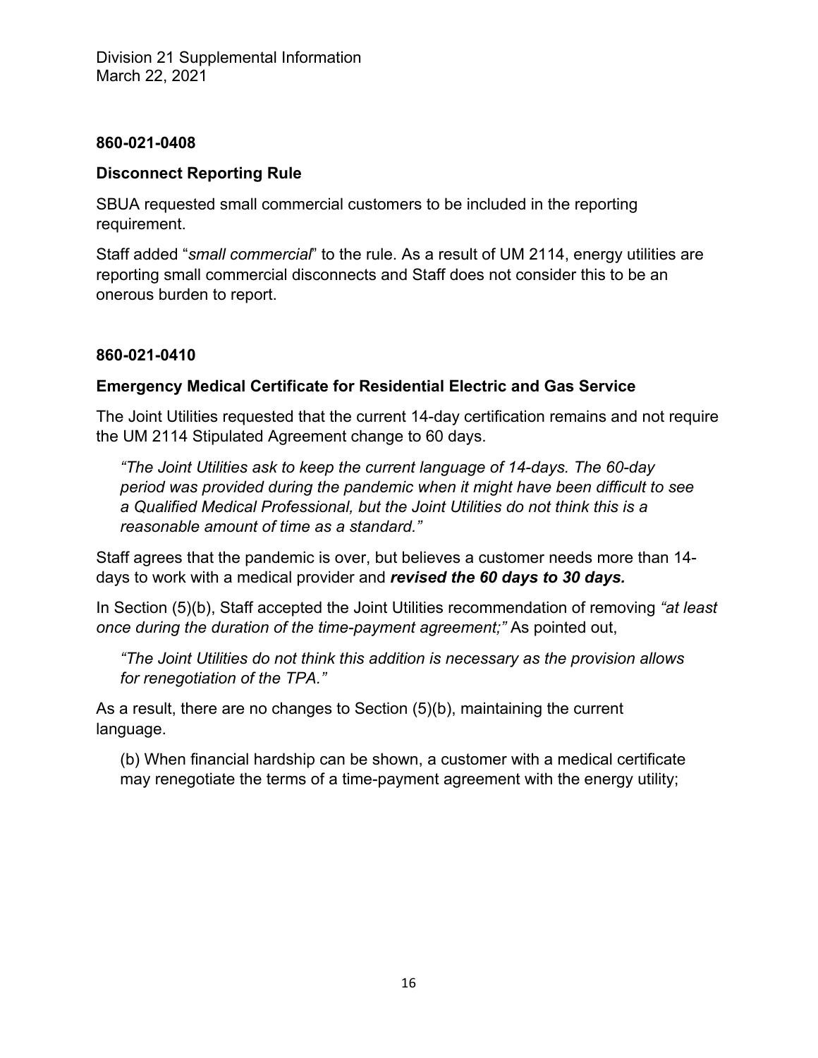**860-021-0408**

**Disconnect Reporting Rule**

SBUA requested small commercial customers to be included in the reporting requirement.

Staff added "*small commercial*" to the rule. As a result of UM 2114, energy utilities are reporting small commercial disconnects and Staff does not consider this to be an onerous burden to report.

**860-021-0410**

**Emergency Medical Certificate for Residential Electric and Gas Service**

The Joint Utilities requested that the current 14-day certification remains and not require the UM 2114 Stipulated Agreement change to 60 days.

> *"The Joint Utilities ask to keep the current language of 14-days. The 60-day period was provided during the pandemic when it might have been difficult to see a Qualified Medical Professional, but the Joint Utilities do not think this is a reasonable amount of time as a standard."*

Staff agrees that the pandemic is over, but believes a customer needs more than 14-days to work with a medical provider and ***revised the 60 days to 30 days.***

In Section (5)(b), Staff accepted the Joint Utilities recommendation of removing *"at least once during the duration of the time-payment agreement;"* As pointed out,

> *"The Joint Utilities do not think this addition is necessary as the provision allows for renegotiation of the TPA."*

As a result, there are no changes to Section (5)(b), maintaining the current language.

> (b) When financial hardship can be shown, a customer with a medical certificate may renegotiate the terms of a time-payment agreement with the energy utility;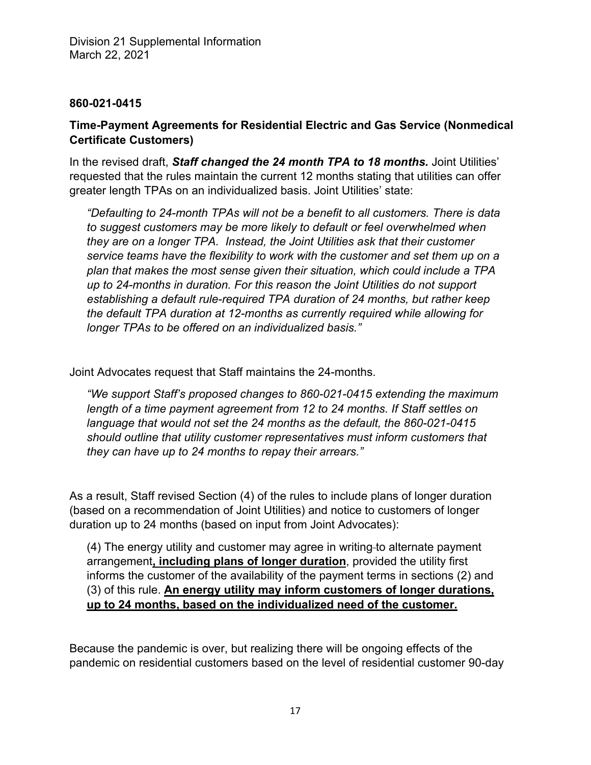**860-021-0415**

**Time-Payment Agreements for Residential Electric and Gas Service (Nonmedical Certificate Customers)**

In the revised draft, ***Staff changed the 24 month TPA to 18 months.*** Joint Utilities' requested that the rules maintain the current 12 months stating that utilities can offer greater length TPAs on an individualized basis. Joint Utilities' state:

> *"Defaulting to 24-month TPAs will not be a benefit to all customers. There is data to suggest customers may be more likely to default or feel overwhelmed when they are on a longer TPA. Instead, the Joint Utilities ask that their customer service teams have the flexibility to work with the customer and set them up on a plan that makes the most sense given their situation, which could include a TPA up to 24-months in duration. For this reason the Joint Utilities do not support establishing a default rule-required TPA duration of 24 months, but rather keep the default TPA duration at 12-months as currently required while allowing for longer TPAs to be offered on an individualized basis."*

Joint Advocates request that Staff maintains the 24-months.

> *"We support Staff's proposed changes to 860-021-0415 extending the maximum length of a time payment agreement from 12 to 24 months. If Staff settles on language that would not set the 24 months as the default, the 860-021-0415 should outline that utility customer representatives must inform customers that they can have up to 24 months to repay their arrears."*

As a result, Staff revised Section (4) of the rules to include plans of longer duration (based on a recommendation of Joint Utilities) and notice to customers of longer duration up to 24 months (based on input from Joint Advocates):

> (4) The energy utility and customer may agree in writing to alternate payment arrangement**<u>, including plans of longer duration</u>**, provided the utility first informs the customer of the availability of the payment terms in sections (2) and (3) of this rule. **<u>An energy utility may inform customers of longer durations, up to 24 months, based on the individualized need of the customer.</u>**

Because the pandemic is over, but realizing there will be ongoing effects of the pandemic on residential customers based on the level of residential customer 90-day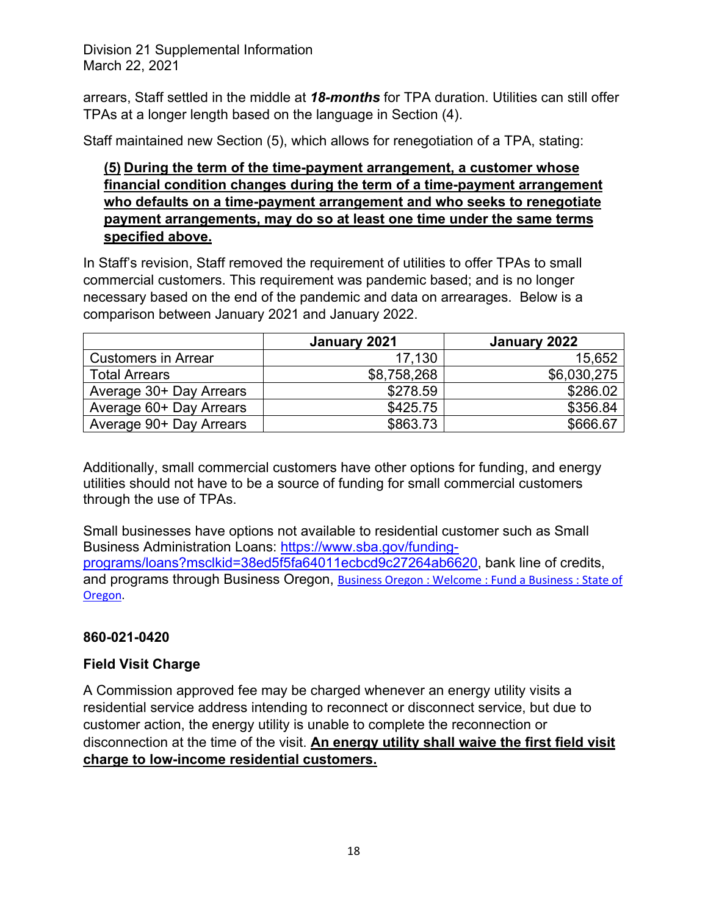arrears, Staff settled in the middle at ***18-months*** for TPA duration. Utilities can still offer TPAs at a longer length based on the language in Section (4).

Staff maintained new Section (5), which allows for renegotiation of a TPA, stating:

> **<u>(5) During the term of the time-payment arrangement, a customer whose financial condition changes during the term of a time-payment arrangement who defaults on a time-payment arrangement and who seeks to renegotiate payment arrangements, may do so at least one time under the same terms specified above.</u>**

In Staff's revision, Staff removed the requirement of utilities to offer TPAs to small commercial customers. This requirement was pandemic based; and is no longer necessary based on the end of the pandemic and data on arrearages. Below is a comparison between January 2021 and January 2022.

| | January 2021 | January 2022 |
|---|---|---|
| Customers in Arrear | 17,130 | 15,652 |
| Total Arrears | $8,758,268 | $6,030,275 |
| Average 30+ Day Arrears | $278.59 | $286.02 |
| Average 60+ Day Arrears | $425.75 | $356.84 |
| Average 90+ Day Arrears | $863.73 | $666.67 |

Additionally, small commercial customers have other options for funding, and energy utilities should not have to be a source of funding for small commercial customers through the use of TPAs.

Small businesses have options not available to residential customer such as Small Business Administration Loans: [https://www.sba.gov/funding-programs/loans?msclkid=38ed5f5fa64011ecbcd9c27264ab6620](https://www.sba.gov/funding-programs/loans?msclkid=38ed5f5fa64011ecbcd9c27264ab6620), bank line of credits, and programs through Business Oregon, Business Oregon : Welcome : Fund a Business : State of Oregon.

### 860-021-0420

### Field Visit Charge

A Commission approved fee may be charged whenever an energy utility visits a residential service address intending to reconnect or disconnect service, but due to customer action, the energy utility is unable to complete the reconnection or disconnection at the time of the visit. **<u>An energy utility shall waive the first field visit charge to low-income residential customers.</u>**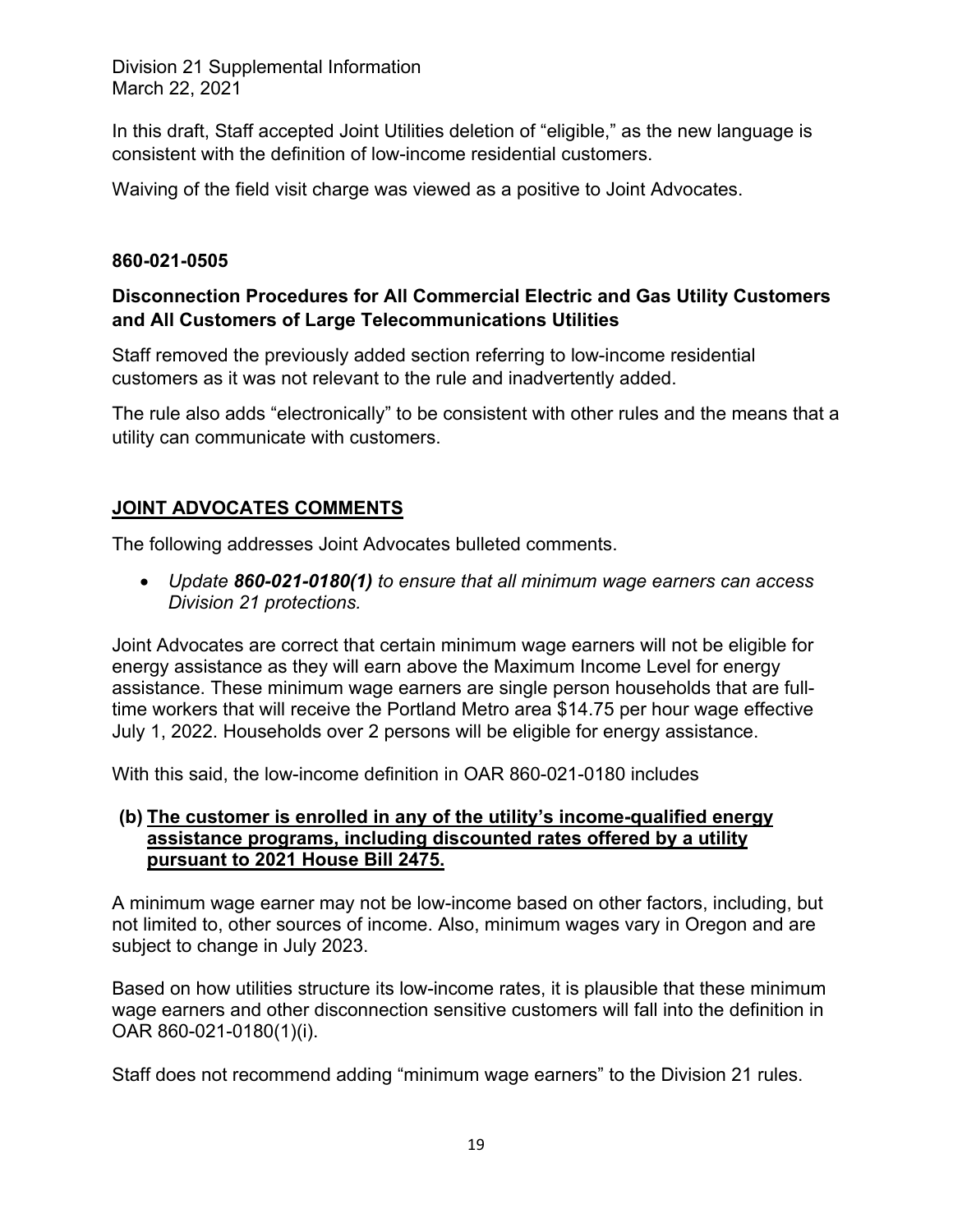In this draft, Staff accepted Joint Utilities deletion of "eligible," as the new language is consistent with the definition of low-income residential customers.

Waiving of the field visit charge was viewed as a positive to Joint Advocates.

**860-021-0505**

**Disconnection Procedures for All Commercial Electric and Gas Utility Customers and All Customers of Large Telecommunications Utilities**

Staff removed the previously added section referring to low-income residential customers as it was not relevant to the rule and inadvertently added.

The rule also adds "electronically" to be consistent with other rules and the means that a utility can communicate with customers.

## JOINT ADVOCATES COMMENTS

The following addresses Joint Advocates bulleted comments.

- *Update **860-021-0180(1)** to ensure that all minimum wage earners can access Division 21 protections.*

Joint Advocates are correct that certain minimum wage earners will not be eligible for energy assistance as they will earn above the Maximum Income Level for energy assistance. These minimum wage earners are single person households that are full-time workers that will receive the Portland Metro area $14.75 per hour wage effective July 1, 2022. Households over 2 persons will be eligible for energy assistance.

With this said, the low-income definition in OAR 860-021-0180 includes

**(b) <u>The customer is enrolled in any of the utility's income-qualified energy assistance programs, including discounted rates offered by a utility pursuant to 2021 House Bill 2475.</u>**

A minimum wage earner may not be low-income based on other factors, including, but not limited to, other sources of income. Also, minimum wages vary in Oregon and are subject to change in July 2023.

Based on how utilities structure its low-income rates, it is plausible that these minimum wage earners and other disconnection sensitive customers will fall into the definition in OAR 860-021-0180(1)(i).

Staff does not recommend adding "minimum wage earners" to the Division 21 rules.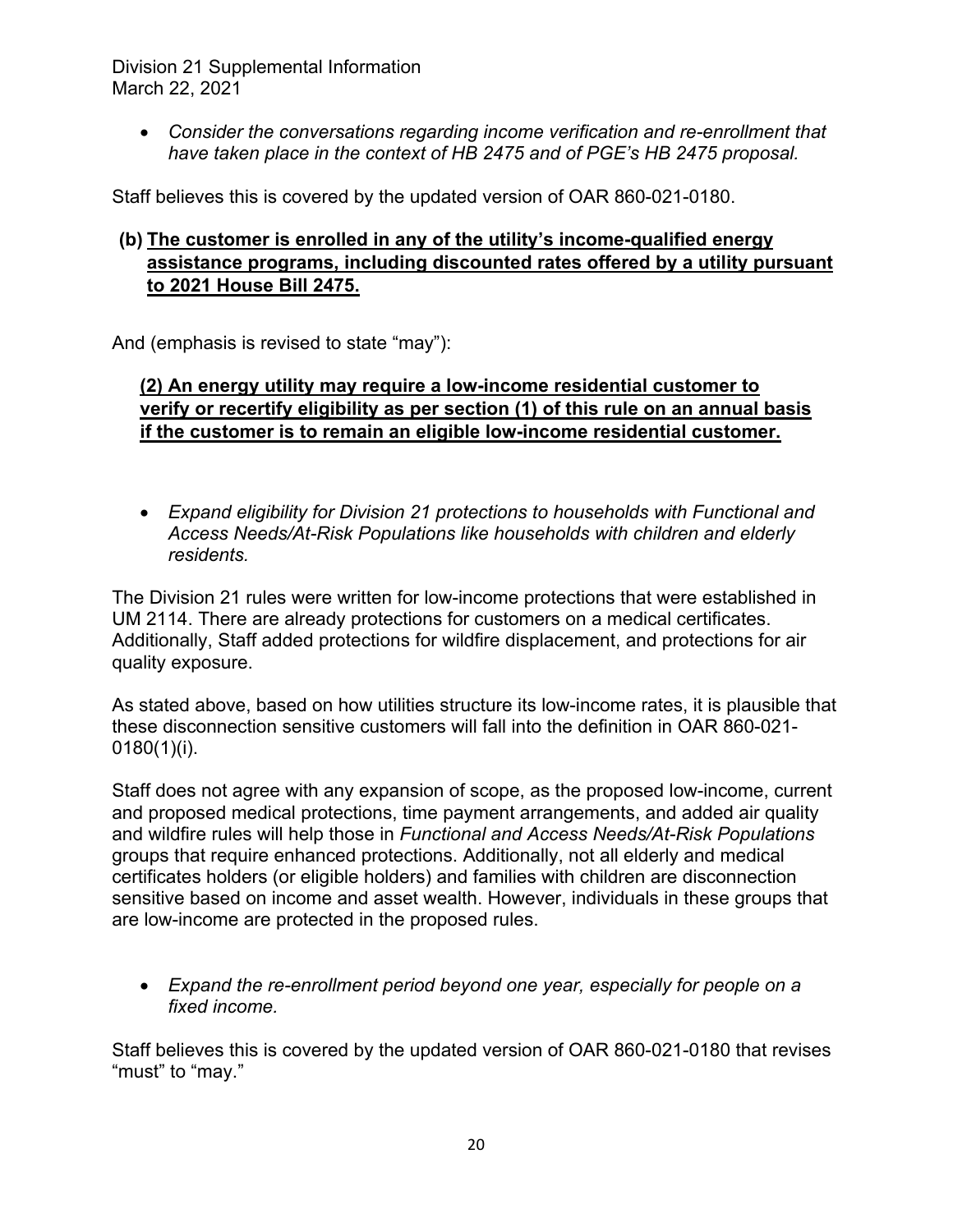- *Consider the conversations regarding income verification and re-enrollment that have taken place in the context of HB 2475 and of PGE's HB 2475 proposal.*

Staff believes this is covered by the updated version of OAR 860-021-0180.

**(b) <u>The customer is enrolled in any of the utility's income-qualified energy assistance programs, including discounted rates offered by a utility pursuant to 2021 House Bill 2475.</u>**

And (emphasis is revised to state "may"):

**<u>(2) An energy utility may require a low-income residential customer to verify or recertify eligibility as per section (1) of this rule on an annual basis if the customer is to remain an eligible low-income residential customer.</u>**

- *Expand eligibility for Division 21 protections to households with Functional and Access Needs/At-Risk Populations like households with children and elderly residents.*

The Division 21 rules were written for low-income protections that were established in UM 2114. There are already protections for customers on a medical certificates. Additionally, Staff added protections for wildfire displacement, and protections for air quality exposure.

As stated above, based on how utilities structure its low-income rates, it is plausible that these disconnection sensitive customers will fall into the definition in OAR 860-021-0180(1)(i).

Staff does not agree with any expansion of scope, as the proposed low-income, current and proposed medical protections, time payment arrangements, and added air quality and wildfire rules will help those in *Functional and Access Needs/At-Risk Populations* groups that require enhanced protections. Additionally, not all elderly and medical certificates holders (or eligible holders) and families with children are disconnection sensitive based on income and asset wealth. However, individuals in these groups that are low-income are protected in the proposed rules.

- *Expand the re-enrollment period beyond one year, especially for people on a fixed income.*

Staff believes this is covered by the updated version of OAR 860-021-0180 that revises "must" to "may."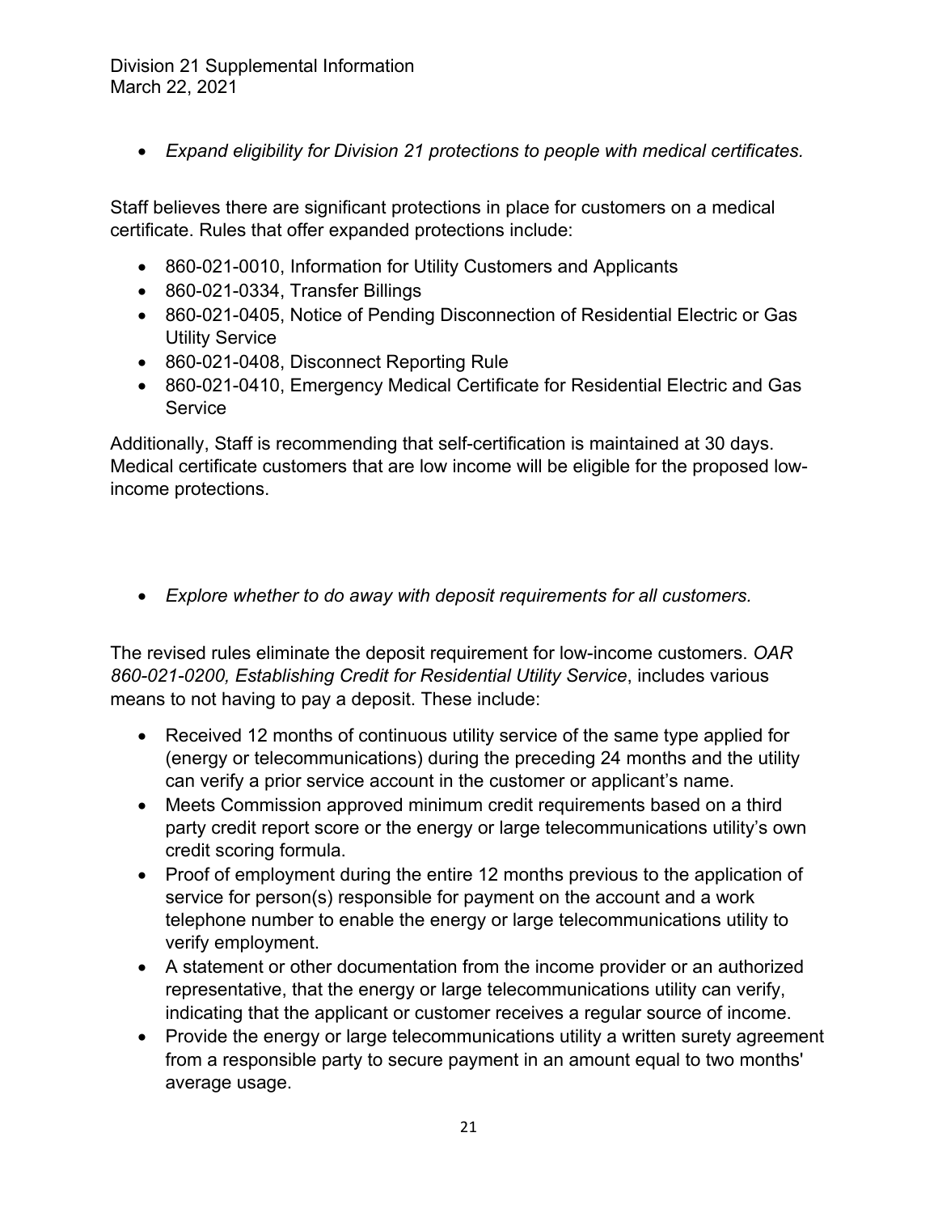- *Expand eligibility for Division 21 protections to people with medical certificates.*

Staff believes there are significant protections in place for customers on a medical certificate. Rules that offer expanded protections include:

- 860-021-0010, Information for Utility Customers and Applicants
- 860-021-0334, Transfer Billings
- 860-021-0405, Notice of Pending Disconnection of Residential Electric or Gas Utility Service
- 860-021-0408, Disconnect Reporting Rule
- 860-021-0410, Emergency Medical Certificate for Residential Electric and Gas Service

Additionally, Staff is recommending that self-certification is maintained at 30 days. Medical certificate customers that are low income will be eligible for the proposed low-income protections.

- *Explore whether to do away with deposit requirements for all customers.*

The revised rules eliminate the deposit requirement for low-income customers. *OAR 860-021-0200, Establishing Credit for Residential Utility Service*, includes various means to not having to pay a deposit. These include:

- Received 12 months of continuous utility service of the same type applied for (energy or telecommunications) during the preceding 24 months and the utility can verify a prior service account in the customer or applicant's name.
- Meets Commission approved minimum credit requirements based on a third party credit report score or the energy or large telecommunications utility's own credit scoring formula.
- Proof of employment during the entire 12 months previous to the application of service for person(s) responsible for payment on the account and a work telephone number to enable the energy or large telecommunications utility to verify employment.
- A statement or other documentation from the income provider or an authorized representative, that the energy or large telecommunications utility can verify, indicating that the applicant or customer receives a regular source of income.
- Provide the energy or large telecommunications utility a written surety agreement from a responsible party to secure payment in an amount equal to two months' average usage.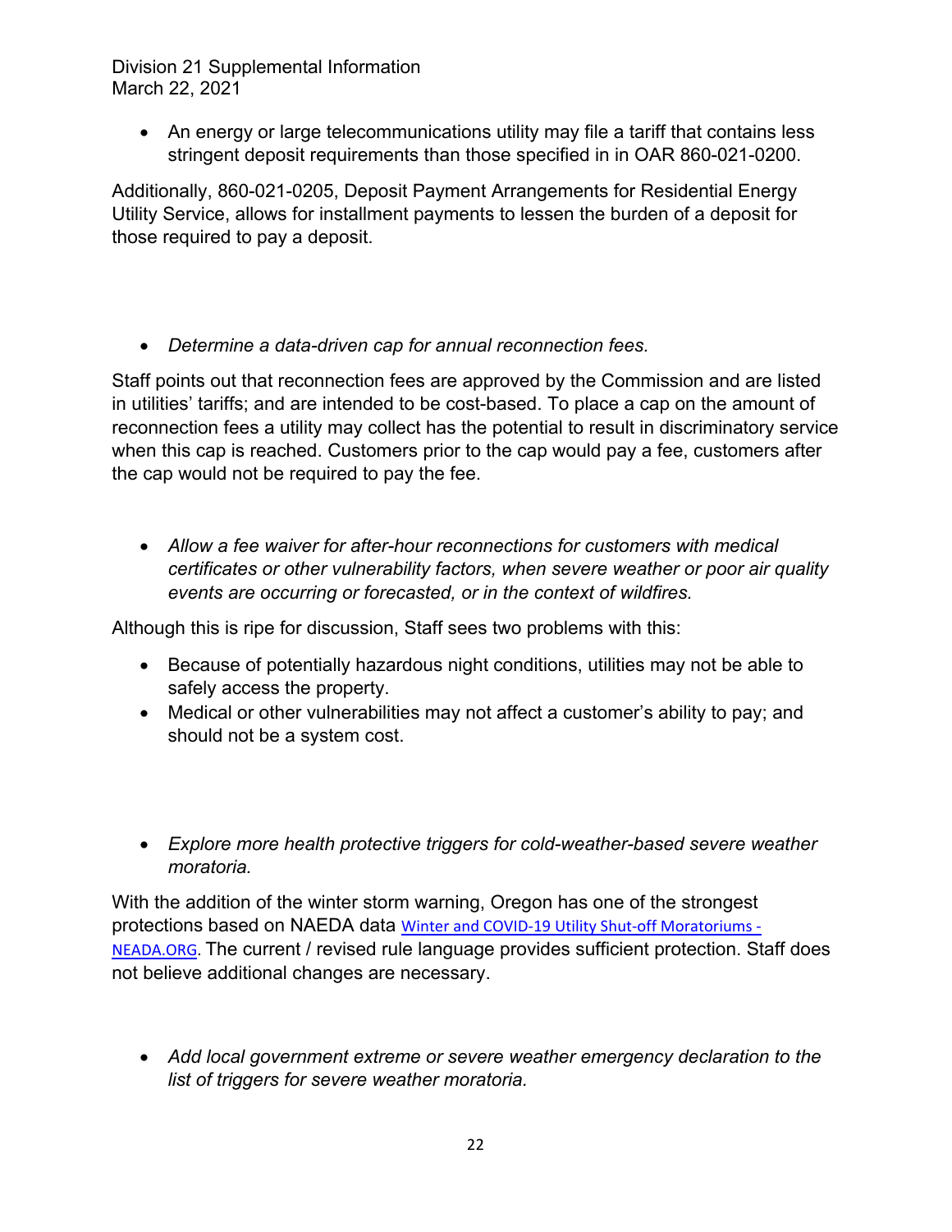- An energy or large telecommunications utility may file a tariff that contains less stringent deposit requirements than those specified in in OAR 860-021-0200.

Additionally, 860-021-0205, Deposit Payment Arrangements for Residential Energy Utility Service, allows for installment payments to lessen the burden of a deposit for those required to pay a deposit.

- *Determine a data-driven cap for annual reconnection fees.*

Staff points out that reconnection fees are approved by the Commission and are listed in utilities' tariffs; and are intended to be cost-based. To place a cap on the amount of reconnection fees a utility may collect has the potential to result in discriminatory service when this cap is reached. Customers prior to the cap would pay a fee, customers after the cap would not be required to pay the fee.

- *Allow a fee waiver for after-hour reconnections for customers with medical certificates or other vulnerability factors, when severe weather or poor air quality events are occurring or forecasted, or in the context of wildfires.*

Although this is ripe for discussion, Staff sees two problems with this:

- Because of potentially hazardous night conditions, utilities may not be able to safely access the property.
- Medical or other vulnerabilities may not affect a customer's ability to pay; and should not be a system cost.

- *Explore more health protective triggers for cold-weather-based severe weather moratoria.*

With the addition of the winter storm warning, Oregon has one of the strongest protections based on NAEDA data [Winter and COVID-19 Utility Shut-off Moratoriums - NEADA.ORG](). The current / revised rule language provides sufficient protection. Staff does not believe additional changes are necessary.

- *Add local government extreme or severe weather emergency declaration to the list of triggers for severe weather moratoria.*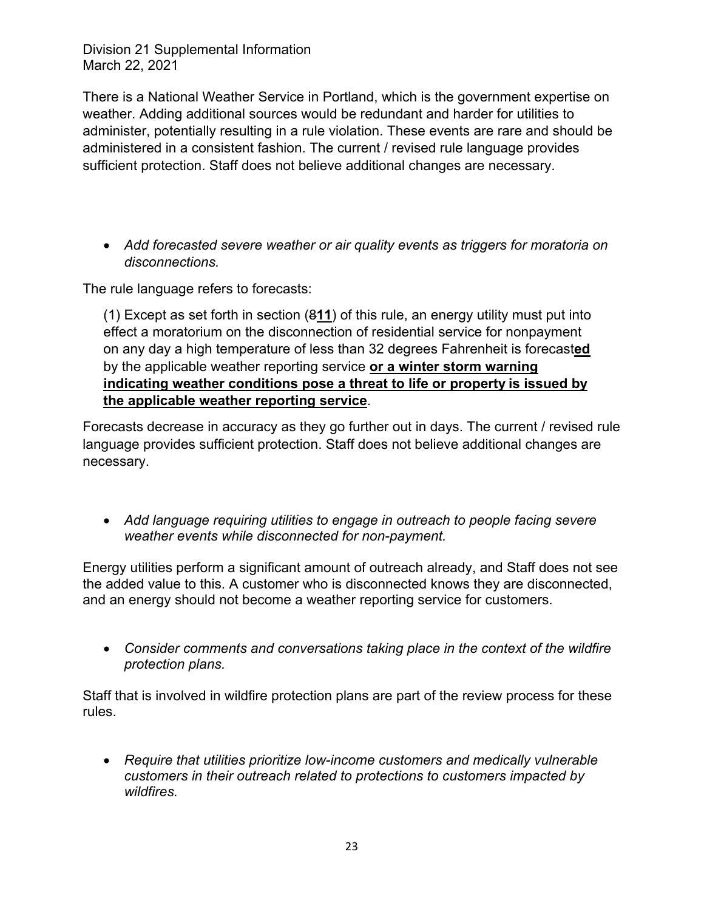There is a National Weather Service in Portland, which is the government expertise on weather. Adding additional sources would be redundant and harder for utilities to administer, potentially resulting in a rule violation. These events are rare and should be administered in a consistent fashion. The current / revised rule language provides sufficient protection. Staff does not believe additional changes are necessary.

- *Add forecasted severe weather or air quality events as triggers for moratoria on disconnections.*

The rule language refers to forecasts:

> (1) Except as set forth in section (~~8~~**<u>11</u>**) of this rule, an energy utility must put into effect a moratorium on the disconnection of residential service for nonpayment on any day a high temperature of less than 32 degrees Fahrenheit is forecast**<u>ed</u>** by the applicable weather reporting service **<u>or a winter storm warning indicating weather conditions pose a threat to life or property is issued by the applicable weather reporting service</u>**.

Forecasts decrease in accuracy as they go further out in days. The current / revised rule language provides sufficient protection. Staff does not believe additional changes are necessary.

- *Add language requiring utilities to engage in outreach to people facing severe weather events while disconnected for non-payment.*

Energy utilities perform a significant amount of outreach already, and Staff does not see the added value to this. A customer who is disconnected knows they are disconnected, and an energy should not become a weather reporting service for customers.

- *Consider comments and conversations taking place in the context of the wildfire protection plans.*

Staff that is involved in wildfire protection plans are part of the review process for these rules.

- *Require that utilities prioritize low-income customers and medically vulnerable customers in their outreach related to protections to customers impacted by wildfires.*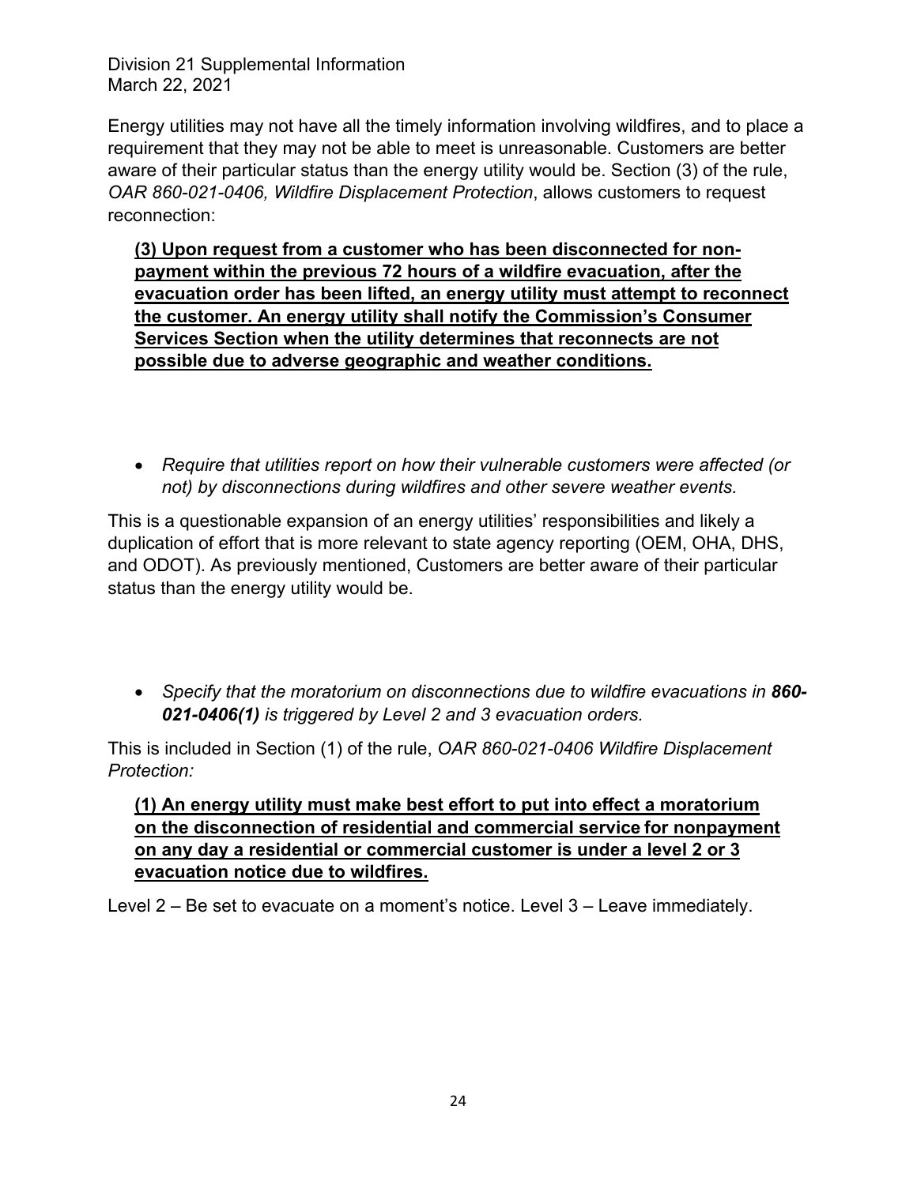Energy utilities may not have all the timely information involving wildfires, and to place a requirement that they may not be able to meet is unreasonable. Customers are better aware of their particular status than the energy utility would be. Section (3) of the rule, *OAR 860-021-0406, Wildfire Displacement Protection*, allows customers to request reconnection:

> <u>**(3) Upon request from a customer who has been disconnected for non-payment within the previous 72 hours of a wildfire evacuation, after the evacuation order has been lifted, an energy utility must attempt to reconnect the customer. An energy utility shall notify the Commission's Consumer Services Section when the utility determines that reconnects are not possible due to adverse geographic and weather conditions.**</u>

- *Require that utilities report on how their vulnerable customers were affected (or not) by disconnections during wildfires and other severe weather events.*

This is a questionable expansion of an energy utilities' responsibilities and likely a duplication of effort that is more relevant to state agency reporting (OEM, OHA, DHS, and ODOT). As previously mentioned, Customers are better aware of their particular status than the energy utility would be.

- *Specify that the moratorium on disconnections due to wildfire evacuations in **860-021-0406(1)** is triggered by Level 2 and 3 evacuation orders.*

This is included in Section (1) of the rule, *OAR 860-021-0406 Wildfire Displacement Protection:*

> <u>**(1) An energy utility must make best effort to put into effect a moratorium on the disconnection of residential and commercial service for nonpayment on any day a residential or commercial customer is under a level 2 or 3 evacuation notice due to wildfires.**</u>

Level 2 – Be set to evacuate on a moment's notice. Level 3 – Leave immediately.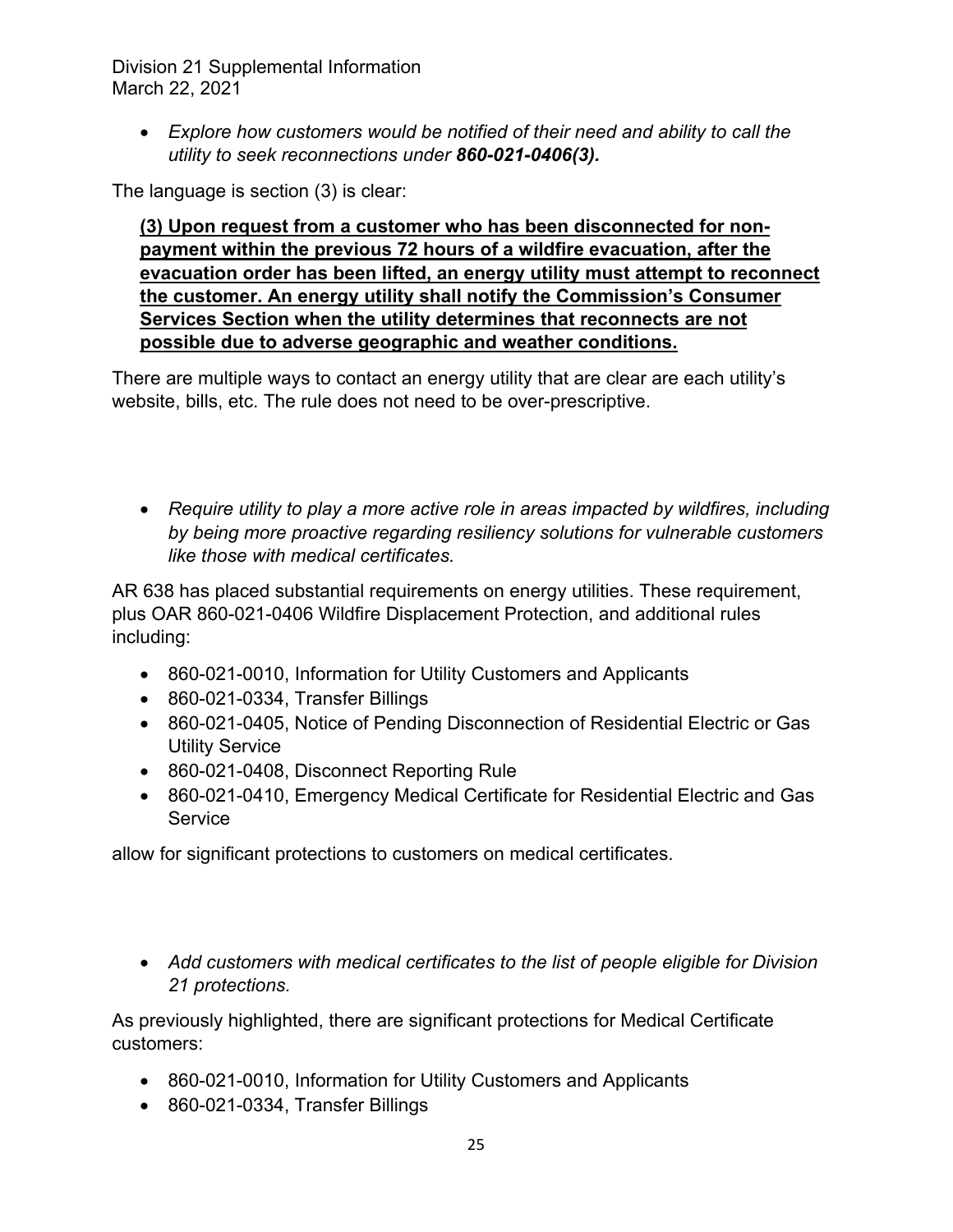- *Explore how customers would be notified of their need and ability to call the utility to seek reconnections under* ***860-021-0406(3).***

The language is section (3) is clear:

> <u>**(3) Upon request from a customer who has been disconnected for non-payment within the previous 72 hours of a wildfire evacuation, after the evacuation order has been lifted, an energy utility must attempt to reconnect the customer. An energy utility shall notify the Commission's Consumer Services Section when the utility determines that reconnects are not possible due to adverse geographic and weather conditions.**</u>

There are multiple ways to contact an energy utility that are clear are each utility's website, bills, etc. The rule does not need to be over-prescriptive.

- *Require utility to play a more active role in areas impacted by wildfires, including by being more proactive regarding resiliency solutions for vulnerable customers like those with medical certificates.*

AR 638 has placed substantial requirements on energy utilities. These requirement, plus OAR 860-021-0406 Wildfire Displacement Protection, and additional rules including:

- 860-021-0010, Information for Utility Customers and Applicants
- 860-021-0334, Transfer Billings
- 860-021-0405, Notice of Pending Disconnection of Residential Electric or Gas Utility Service
- 860-021-0408, Disconnect Reporting Rule
- 860-021-0410, Emergency Medical Certificate for Residential Electric and Gas Service

allow for significant protections to customers on medical certificates.

- *Add customers with medical certificates to the list of people eligible for Division 21 protections.*

As previously highlighted, there are significant protections for Medical Certificate customers:

- 860-021-0010, Information for Utility Customers and Applicants
- 860-021-0334, Transfer Billings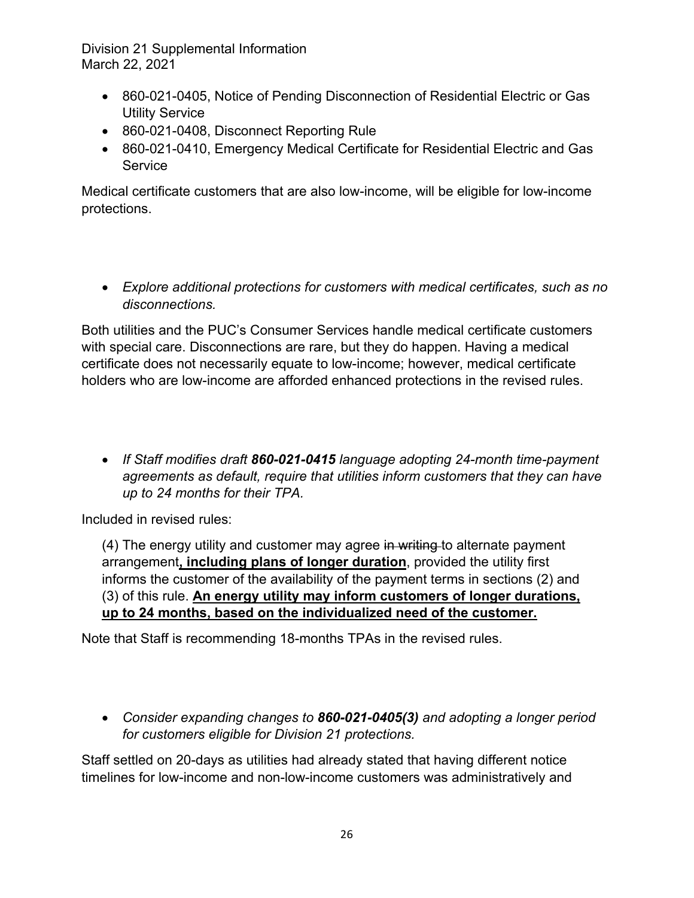- 860-021-0405, Notice of Pending Disconnection of Residential Electric or Gas Utility Service
- 860-021-0408, Disconnect Reporting Rule
- 860-021-0410, Emergency Medical Certificate for Residential Electric and Gas Service

Medical certificate customers that are also low-income, will be eligible for low-income protections.

- *Explore additional protections for customers with medical certificates, such as no disconnections.*

Both utilities and the PUC's Consumer Services handle medical certificate customers with special care. Disconnections are rare, but they do happen. Having a medical certificate does not necessarily equate to low-income; however, medical certificate holders who are low-income are afforded enhanced protections in the revised rules.

- *If Staff modifies draft **860-021-0415** language adopting 24-month time-payment agreements as default, require that utilities inform customers that they can have up to 24 months for their TPA.*

Included in revised rules:

> (4) The energy utility and customer may agree ~~in writing~~ to alternate payment arrangement**, including plans of longer duration**, provided the utility first informs the customer of the availability of the payment terms in sections (2) and (3) of this rule. **An energy utility may inform customers of longer durations, up to 24 months, based on the individualized need of the customer.**

Note that Staff is recommending 18-months TPAs in the revised rules.

- *Consider expanding changes to **860-021-0405(3)** and adopting a longer period for customers eligible for Division 21 protections.*

Staff settled on 20-days as utilities had already stated that having different notice timelines for low-income and non-low-income customers was administratively and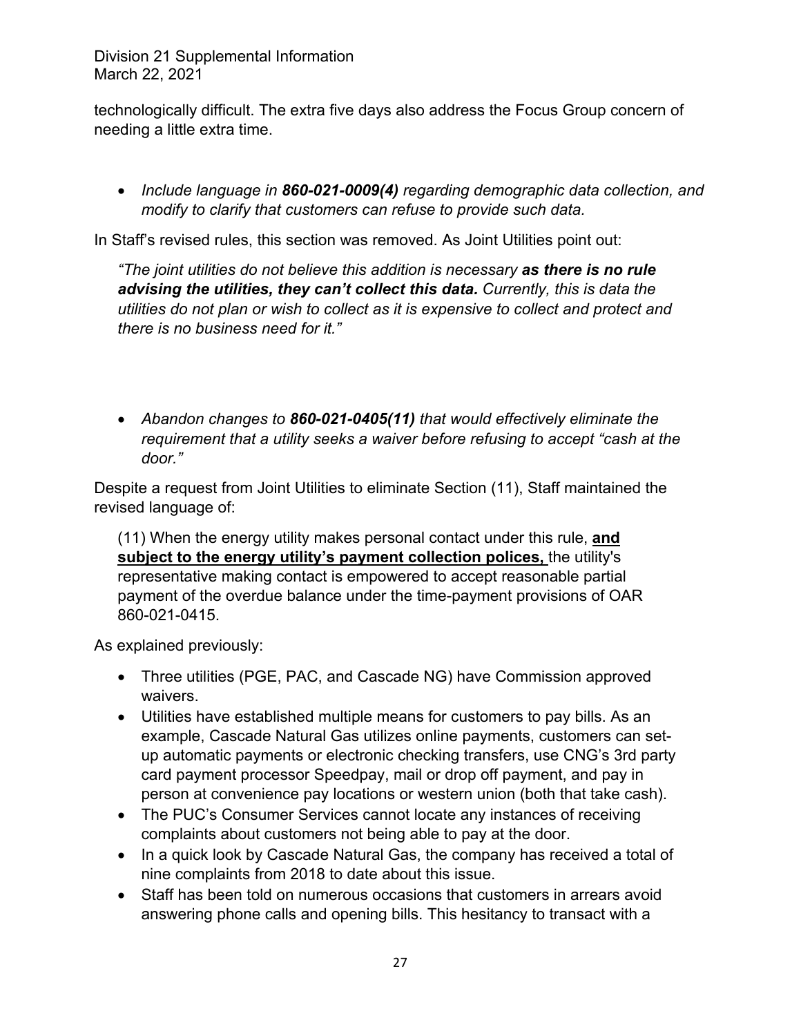technologically difficult. The extra five days also address the Focus Group concern of needing a little extra time.

- *Include language in **860-021-0009(4)** regarding demographic data collection, and modify to clarify that customers can refuse to provide such data.*

In Staff's revised rules, this section was removed. As Joint Utilities point out:

> *"The joint utilities do not believe this addition is necessary **as there is no rule advising the utilities, they can't collect this data.** Currently, this is data the utilities do not plan or wish to collect as it is expensive to collect and protect and there is no business need for it."*

- *Abandon changes to **860-021-0405(11)** that would effectively eliminate the requirement that a utility seeks a waiver before refusing to accept "cash at the door."*

Despite a request from Joint Utilities to eliminate Section (11), Staff maintained the revised language of:

> (11) When the energy utility makes personal contact under this rule, **<u>and subject to the energy utility's payment collection polices,</u>** the utility's representative making contact is empowered to accept reasonable partial payment of the overdue balance under the time-payment provisions of OAR 860-021-0415.

As explained previously:

- Three utilities (PGE, PAC, and Cascade NG) have Commission approved waivers.
- Utilities have established multiple means for customers to pay bills. As an example, Cascade Natural Gas utilizes online payments, customers can set-up automatic payments or electronic checking transfers, use CNG's 3rd party card payment processor Speedpay, mail or drop off payment, and pay in person at convenience pay locations or western union (both that take cash).
- The PUC's Consumer Services cannot locate any instances of receiving complaints about customers not being able to pay at the door.
- In a quick look by Cascade Natural Gas, the company has received a total of nine complaints from 2018 to date about this issue.
- Staff has been told on numerous occasions that customers in arrears avoid answering phone calls and opening bills. This hesitancy to transact with a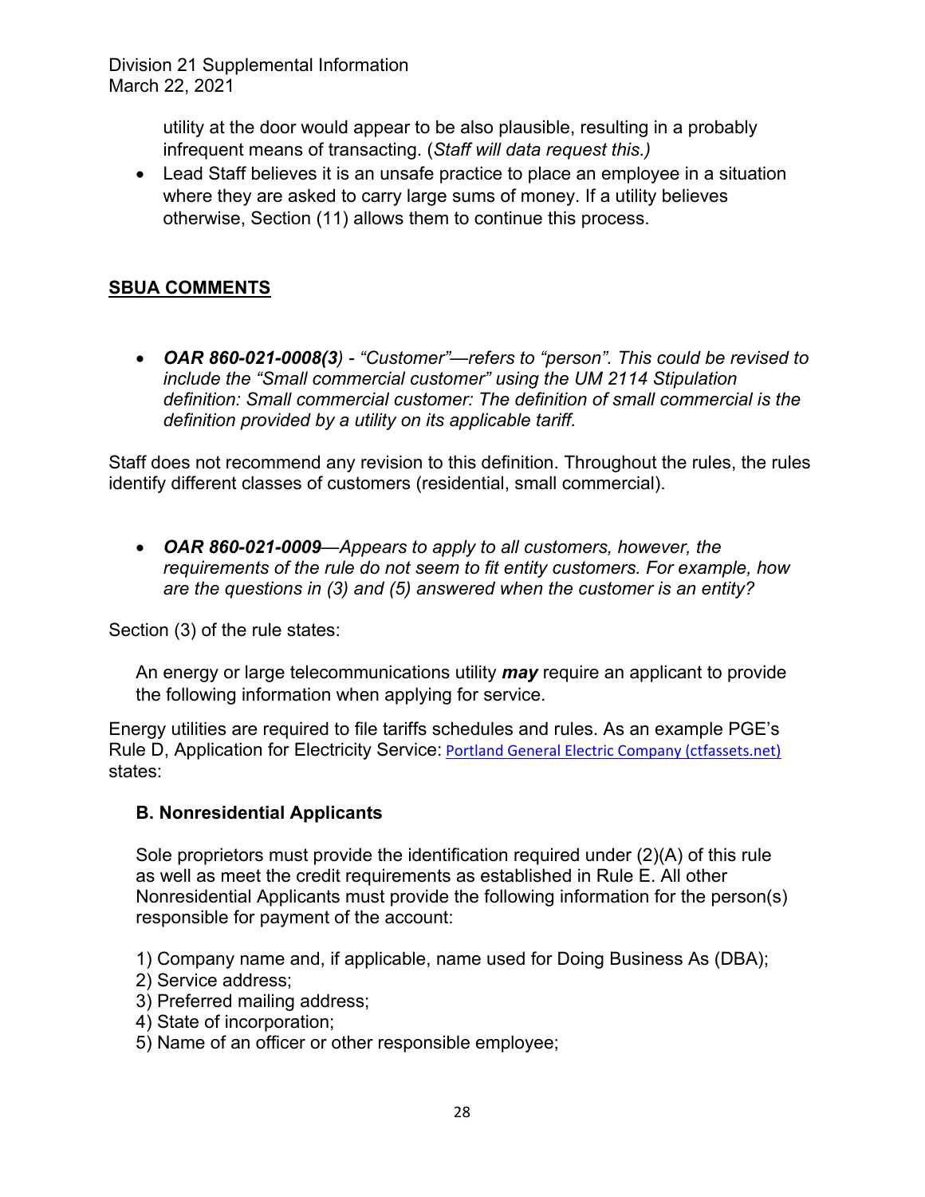utility at the door would appear to be also plausible, resulting in a probably infrequent means of transacting. (*Staff will data request this.)*

- Lead Staff believes it is an unsafe practice to place an employee in a situation where they are asked to carry large sums of money. If a utility believes otherwise, Section (11) allows them to continue this process.

## **SBUA COMMENTS**

- ***OAR 860-021-0008(3****) - "Customer"—refers to "person". This could be revised to include the "Small commercial customer" using the UM 2114 Stipulation definition: Small commercial customer: The definition of small commercial is the definition provided by a utility on its applicable tariff.*

Staff does not recommend any revision to this definition. Throughout the rules, the rules identify different classes of customers (residential, small commercial).

- ***OAR 860-021-0009****—Appears to apply to all customers, however, the requirements of the rule do not seem to fit entity customers. For example, how are the questions in (3) and (5) answered when the customer is an entity?*

Section (3) of the rule states:

> An energy or large telecommunications utility ***may*** require an applicant to provide the following information when applying for service.

Energy utilities are required to file tariffs schedules and rules. As an example PGE's Rule D, Application for Electricity Service: [Portland General Electric Company (ctfassets.net)] states:

> **B. Nonresidential Applicants**
>
> Sole proprietors must provide the identification required under (2)(A) of this rule as well as meet the credit requirements as established in Rule E. All other Nonresidential Applicants must provide the following information for the person(s) responsible for payment of the account:
>
> 1) Company name and, if applicable, name used for Doing Business As (DBA);
> 2) Service address;
> 3) Preferred mailing address;
> 4) State of incorporation;
> 5) Name of an officer or other responsible employee;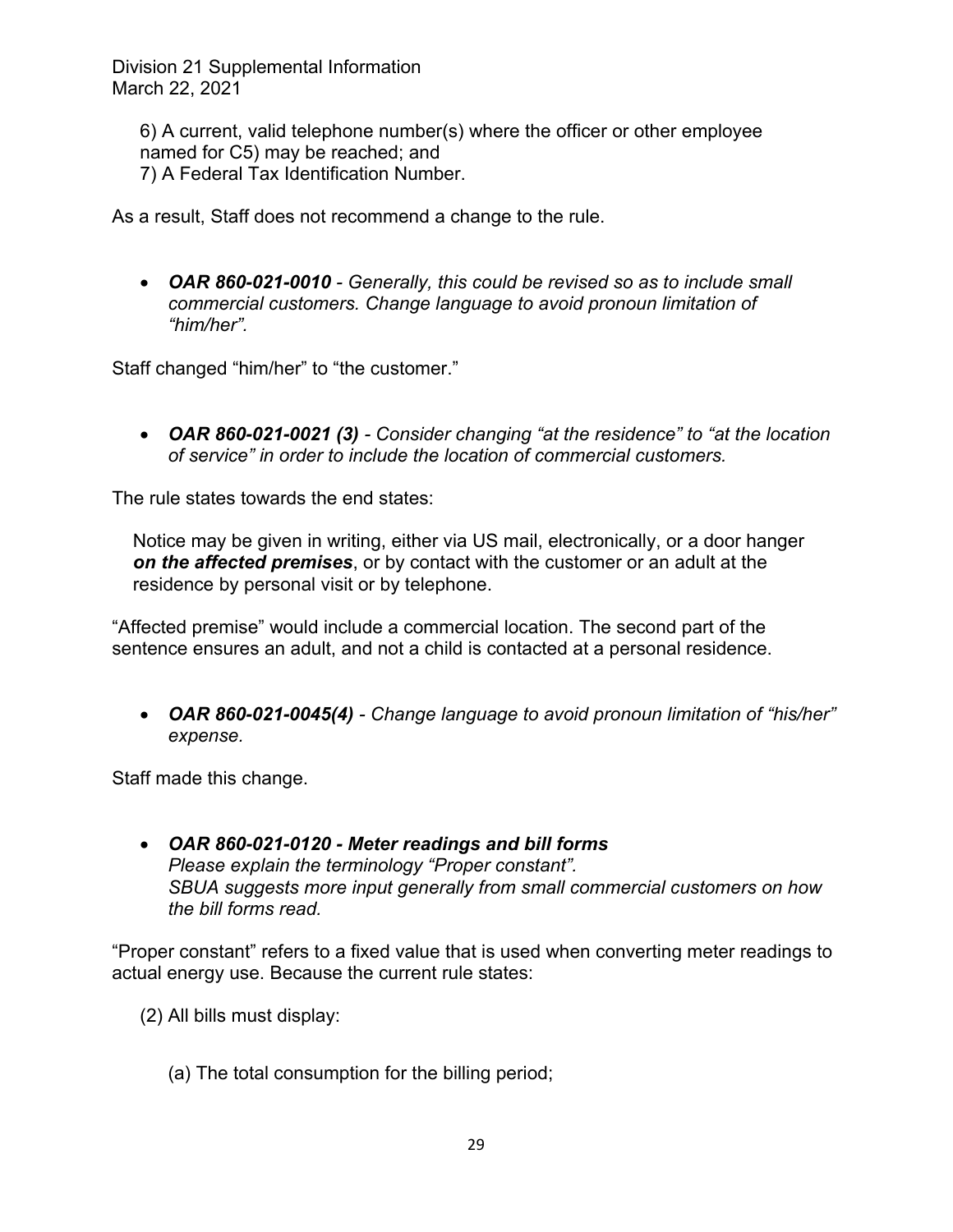6) A current, valid telephone number(s) where the officer or other employee named for C5) may be reached; and
7) A Federal Tax Identification Number.

As a result, Staff does not recommend a change to the rule.

- ***OAR 860-021-0010*** *- Generally, this could be revised so as to include small commercial customers. Change language to avoid pronoun limitation of "him/her".*

Staff changed "him/her" to "the customer."

- ***OAR 860-021-0021 (3)*** *- Consider changing "at the residence" to "at the location of service" in order to include the location of commercial customers.*

The rule states towards the end states:

> Notice may be given in writing, either via US mail, electronically, or a door hanger ***on the affected premises***, or by contact with the customer or an adult at the residence by personal visit or by telephone.

"Affected premise" would include a commercial location. The second part of the sentence ensures an adult, and not a child is contacted at a personal residence.

- ***OAR 860-021-0045(4)*** *- Change language to avoid pronoun limitation of "his/her" expense.*

Staff made this change.

- ***OAR 860-021-0120 - Meter readings and bill forms***
  *Please explain the terminology "Proper constant".*
  *SBUA suggests more input generally from small commercial customers on how the bill forms read.*

"Proper constant" refers to a fixed value that is used when converting meter readings to actual energy use. Because the current rule states:

> (2) All bills must display:
>
> (a) The total consumption for the billing period;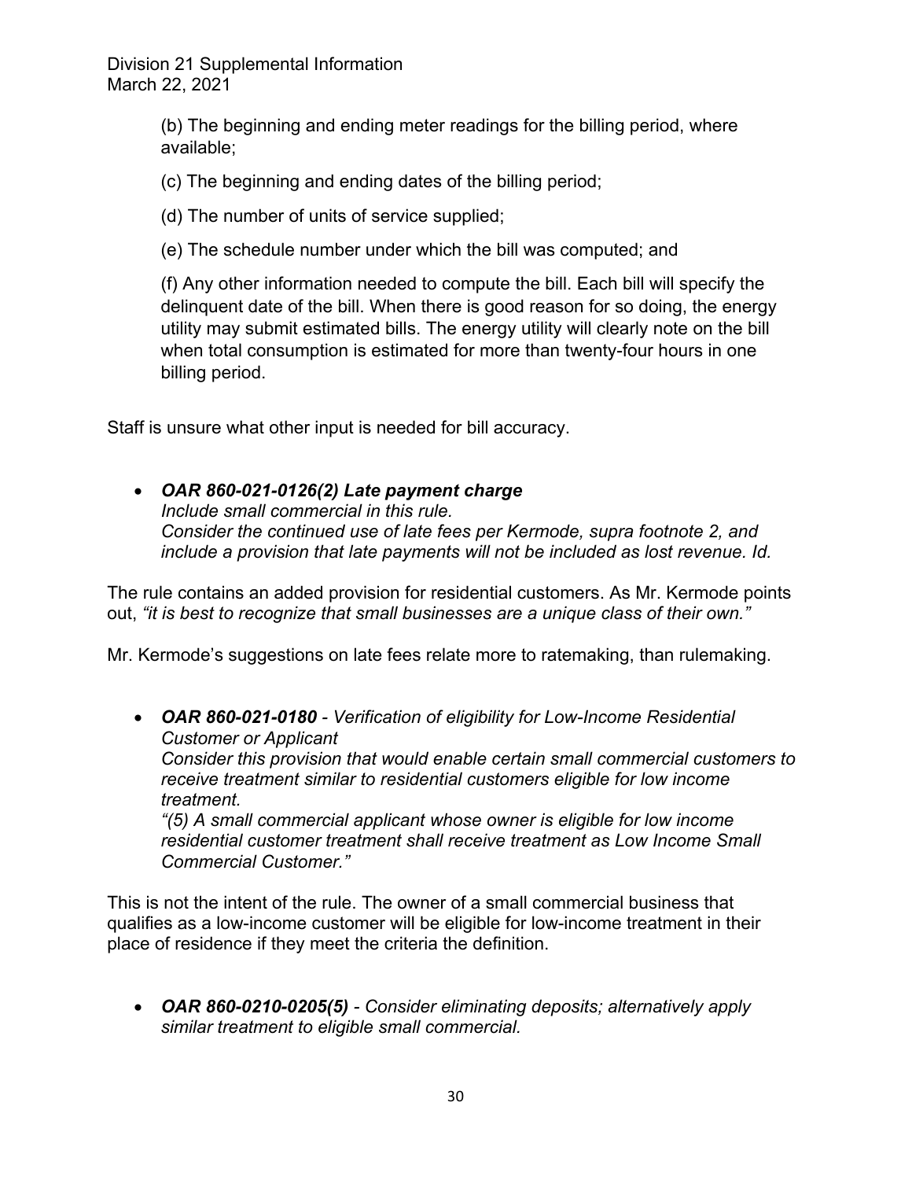(b) The beginning and ending meter readings for the billing period, where available;

(c) The beginning and ending dates of the billing period;

(d) The number of units of service supplied;

(e) The schedule number under which the bill was computed; and

(f) Any other information needed to compute the bill. Each bill will specify the delinquent date of the bill. When there is good reason for so doing, the energy utility may submit estimated bills. The energy utility will clearly note on the bill when total consumption is estimated for more than twenty-four hours in one billing period.

Staff is unsure what other input is needed for bill accuracy.

- ***OAR 860-021-0126(2) Late payment charge***
  *Include small commercial in this rule.*
  *Consider the continued use of late fees per Kermode, supra footnote 2, and include a provision that late payments will not be included as lost revenue. Id.*

The rule contains an added provision for residential customers. As Mr. Kermode points out, *"it is best to recognize that small businesses are a unique class of their own."*

Mr. Kermode's suggestions on late fees relate more to ratemaking, than rulemaking.

- ***OAR 860-021-0180*** *- Verification of eligibility for Low-Income Residential Customer or Applicant*
  *Consider this provision that would enable certain small commercial customers to receive treatment similar to residential customers eligible for low income treatment.*
  *"(5) A small commercial applicant whose owner is eligible for low income residential customer treatment shall receive treatment as Low Income Small Commercial Customer."*

This is not the intent of the rule. The owner of a small commercial business that qualifies as a low-income customer will be eligible for low-income treatment in their place of residence if they meet the criteria the definition.

- ***OAR 860-0210-0205(5)*** *- Consider eliminating deposits; alternatively apply similar treatment to eligible small commercial.*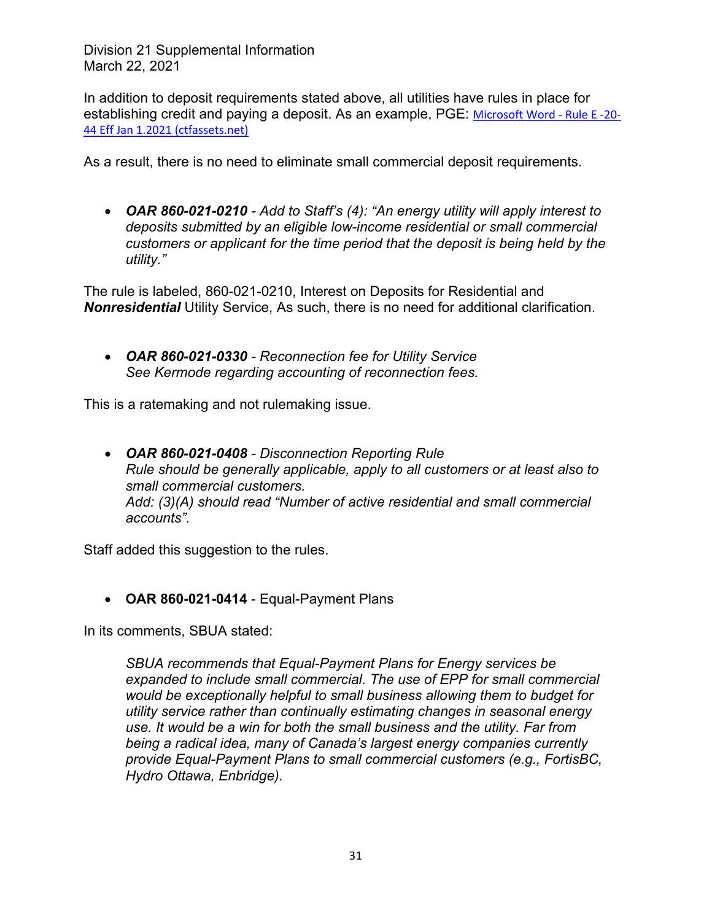In addition to deposit requirements stated above, all utilities have rules in place for establishing credit and paying a deposit. As an example, PGE: [Microsoft Word - Rule E -20-44 Eff Jan 1.2021 (ctfassets.net)]

As a result, there is no need to eliminate small commercial deposit requirements.

- ***OAR 860-021-0210*** *- Add to Staff's (4): "An energy utility will apply interest to deposits submitted by an eligible low-income residential or small commercial customers or applicant for the time period that the deposit is being held by the utility."*

The rule is labeled, 860-021-0210, Interest on Deposits for Residential and ***Nonresidential*** Utility Service, As such, there is no need for additional clarification.

- ***OAR 860-021-0330*** *- Reconnection fee for Utility Service*
  *See Kermode regarding accounting of reconnection fees.*

This is a ratemaking and not rulemaking issue.

- ***OAR 860-021-0408*** *- Disconnection Reporting Rule*
  *Rule should be generally applicable, apply to all customers or at least also to small commercial customers.*
  *Add: (3)(A) should read "Number of active residential and small commercial accounts".*

Staff added this suggestion to the rules.

- **OAR 860-021-0414** - Equal-Payment Plans

In its comments, SBUA stated:

> *SBUA recommends that Equal-Payment Plans for Energy services be expanded to include small commercial. The use of EPP for small commercial would be exceptionally helpful to small business allowing them to budget for utility service rather than continually estimating changes in seasonal energy use. It would be a win for both the small business and the utility. Far from being a radical idea, many of Canada's largest energy companies currently provide Equal-Payment Plans to small commercial customers (e.g., FortisBC, Hydro Ottawa, Enbridge).*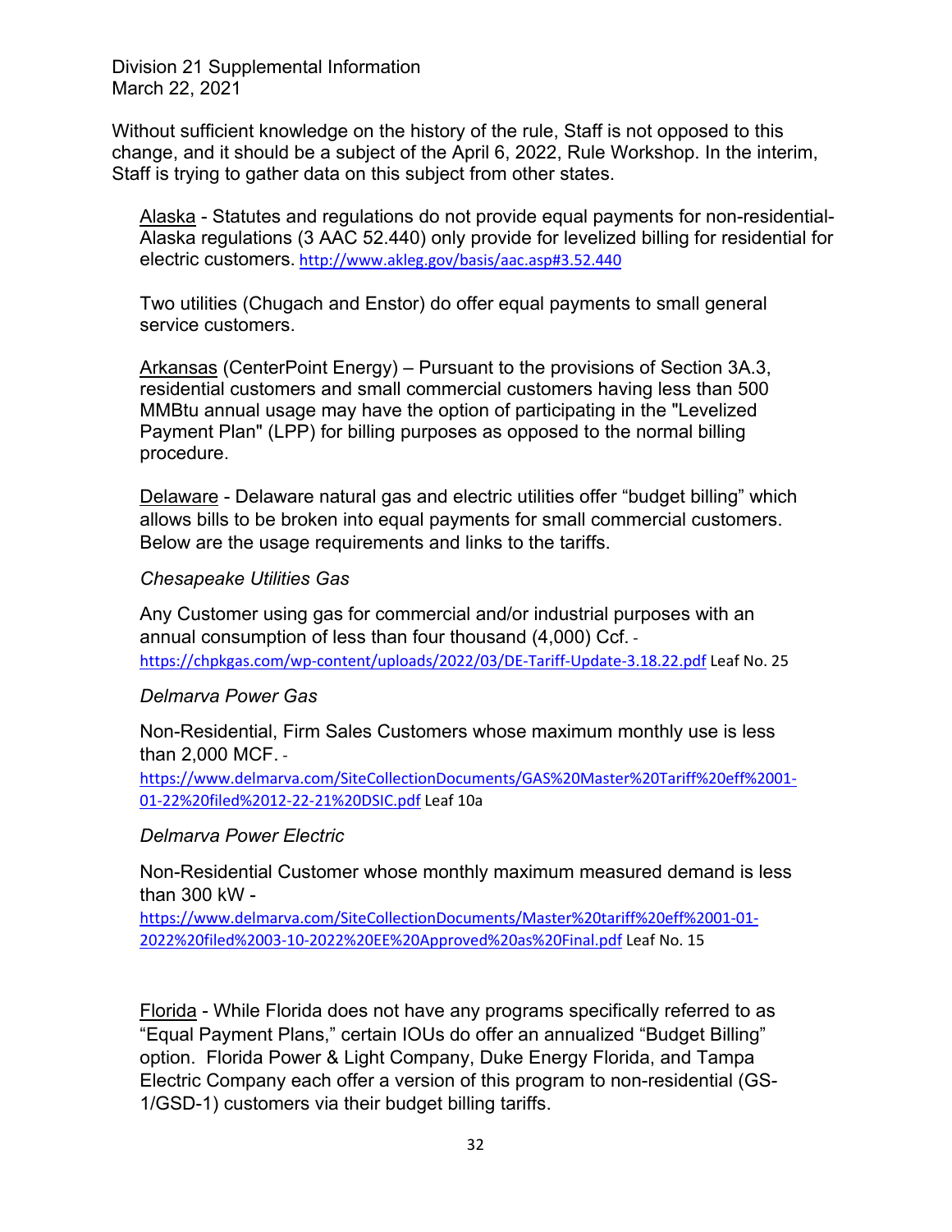Division 21 Supplemental Information
March 22, 2021

Without sufficient knowledge on the history of the rule, Staff is not opposed to this change, and it should be a subject of the April 6, 2022, Rule Workshop. In the interim, Staff is trying to gather data on this subject from other states.

<u>Alaska</u> - Statutes and regulations do not provide equal payments for non-residential- Alaska regulations (3 AAC 52.440) only provide for levelized billing for residential for electric customers. http://www.akleg.gov/basis/aac.asp#3.52.440

Two utilities (Chugach and Enstor) do offer equal payments to small general service customers.

<u>Arkansas</u> (CenterPoint Energy) – Pursuant to the provisions of Section 3A.3, residential customers and small commercial customers having less than 500 MMBtu annual usage may have the option of participating in the "Levelized Payment Plan" (LPP) for billing purposes as opposed to the normal billing procedure.

<u>Delaware</u> - Delaware natural gas and electric utilities offer "budget billing" which allows bills to be broken into equal payments for small commercial customers. Below are the usage requirements and links to the tariffs.

*Chesapeake Utilities Gas*

Any Customer using gas for commercial and/or industrial purposes with an annual consumption of less than four thousand (4,000) Ccf. - https://chpkgas.com/wp-content/uploads/2022/03/DE-Tariff-Update-3.18.22.pdf Leaf No. 25

*Delmarva Power Gas*

Non-Residential, Firm Sales Customers whose maximum monthly use is less than 2,000 MCF. - https://www.delmarva.com/SiteCollectionDocuments/GAS%20Master%20Tariff%20eff%2001-01-22%20filed%2012-22-21%20DSIC.pdf Leaf 10a

*Delmarva Power Electric*

Non-Residential Customer whose monthly maximum measured demand is less than 300 kW - https://www.delmarva.com/SiteCollectionDocuments/Master%20tariff%20eff%2001-01-2022%20filed%2003-10-2022%20EE%20Approved%20as%20Final.pdf Leaf No. 15

<u>Florida</u> - While Florida does not have any programs specifically referred to as "Equal Payment Plans," certain IOUs do offer an annualized "Budget Billing" option. Florida Power & Light Company, Duke Energy Florida, and Tampa Electric Company each offer a version of this program to non-residential (GS-1/GSD-1) customers via their budget billing tariffs.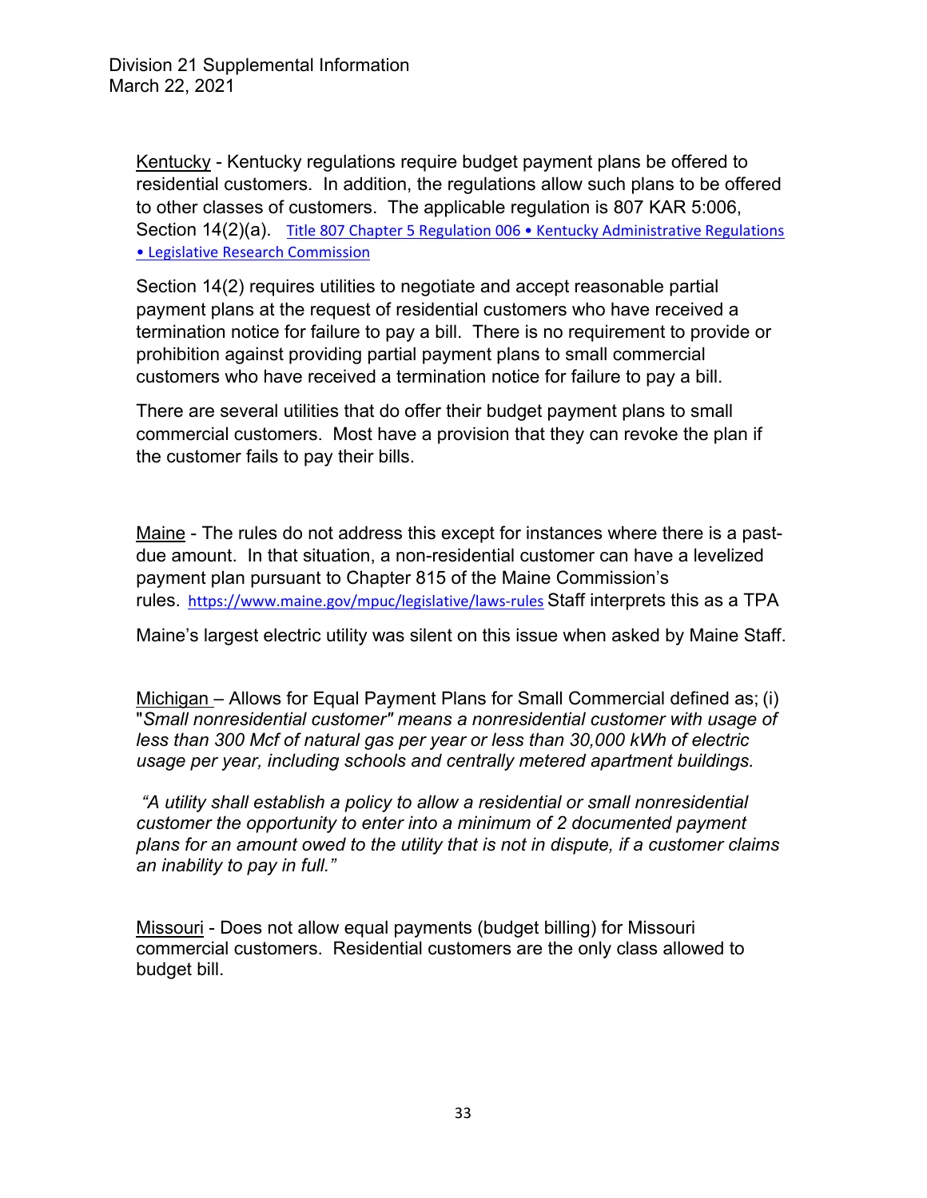Division 21 Supplemental Information
March 22, 2021

Kentucky - Kentucky regulations require budget payment plans be offered to residential customers. In addition, the regulations allow such plans to be offered to other classes of customers. The applicable regulation is 807 KAR 5:006, Section 14(2)(a). [Title 807 Chapter 5 Regulation 006 • Kentucky Administrative Regulations • Legislative Research Commission]

Section 14(2) requires utilities to negotiate and accept reasonable partial payment plans at the request of residential customers who have received a termination notice for failure to pay a bill. There is no requirement to provide or prohibition against providing partial payment plans to small commercial customers who have received a termination notice for failure to pay a bill.

There are several utilities that do offer their budget payment plans to small commercial customers. Most have a provision that they can revoke the plan if the customer fails to pay their bills.

Maine - The rules do not address this except for instances where there is a past-due amount. In that situation, a non-residential customer can have a levelized payment plan pursuant to Chapter 815 of the Maine Commission's rules. https://www.maine.gov/mpuc/legislative/laws-rules Staff interprets this as a TPA

Maine's largest electric utility was silent on this issue when asked by Maine Staff.

Michigan – Allows for Equal Payment Plans for Small Commercial defined as; (i) "*Small nonresidential customer" means a nonresidential customer with usage of less than 300 Mcf of natural gas per year or less than 30,000 kWh of electric usage per year, including schools and centrally metered apartment buildings.*

*"A utility shall establish a policy to allow a residential or small nonresidential customer the opportunity to enter into a minimum of 2 documented payment plans for an amount owed to the utility that is not in dispute, if a customer claims an inability to pay in full."*

Missouri - Does not allow equal payments (budget billing) for Missouri commercial customers. Residential customers are the only class allowed to budget bill.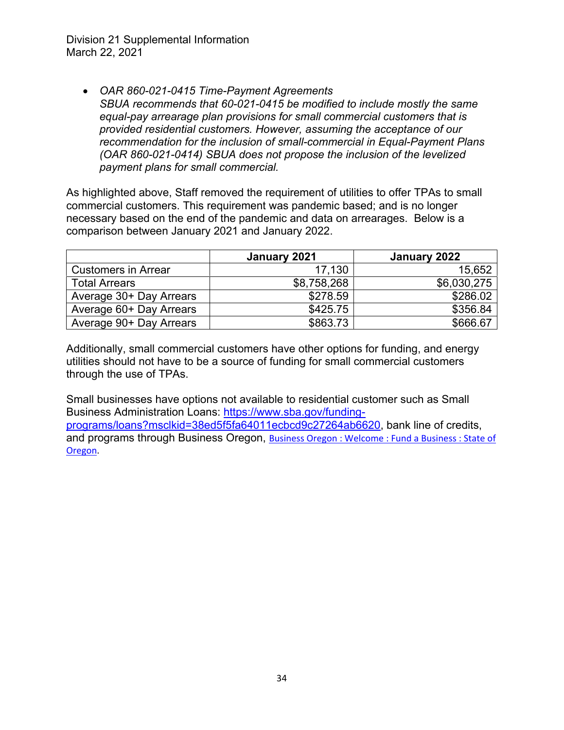- *OAR 860-021-0415 Time-Payment Agreements*
  *SBUA recommends that 60-021-0415 be modified to include mostly the same equal-pay arrearage plan provisions for small commercial customers that is provided residential customers. However, assuming the acceptance of our recommendation for the inclusion of small-commercial in Equal-Payment Plans (OAR 860-021-0414) SBUA does not propose the inclusion of the levelized payment plans for small commercial.*

As highlighted above, Staff removed the requirement of utilities to offer TPAs to small commercial customers. This requirement was pandemic based; and is no longer necessary based on the end of the pandemic and data on arrearages. Below is a comparison between January 2021 and January 2022.

| | **January 2021** | **January 2022** |
|---|---:|---:|
| Customers in Arrear | 17,130 | 15,652 |
| Total Arrears | $8,758,268 | $6,030,275 |
| Average 30+ Day Arrears | $278.59 | $286.02 |
| Average 60+ Day Arrears | $425.75 | $356.84 |
| Average 90+ Day Arrears | $863.73 | $666.67 |

Additionally, small commercial customers have other options for funding, and energy utilities should not have to be a source of funding for small commercial customers through the use of TPAs.

Small businesses have options not available to residential customer such as Small Business Administration Loans: [https://www.sba.gov/funding-programs/loans?msclkid=38ed5f5fa64011ecbcd9c27264ab6620](https://www.sba.gov/funding-programs/loans?msclkid=38ed5f5fa64011ecbcd9c27264ab6620), bank line of credits, and programs through Business Oregon, Business Oregon : Welcome : Fund a Business : State of Oregon.